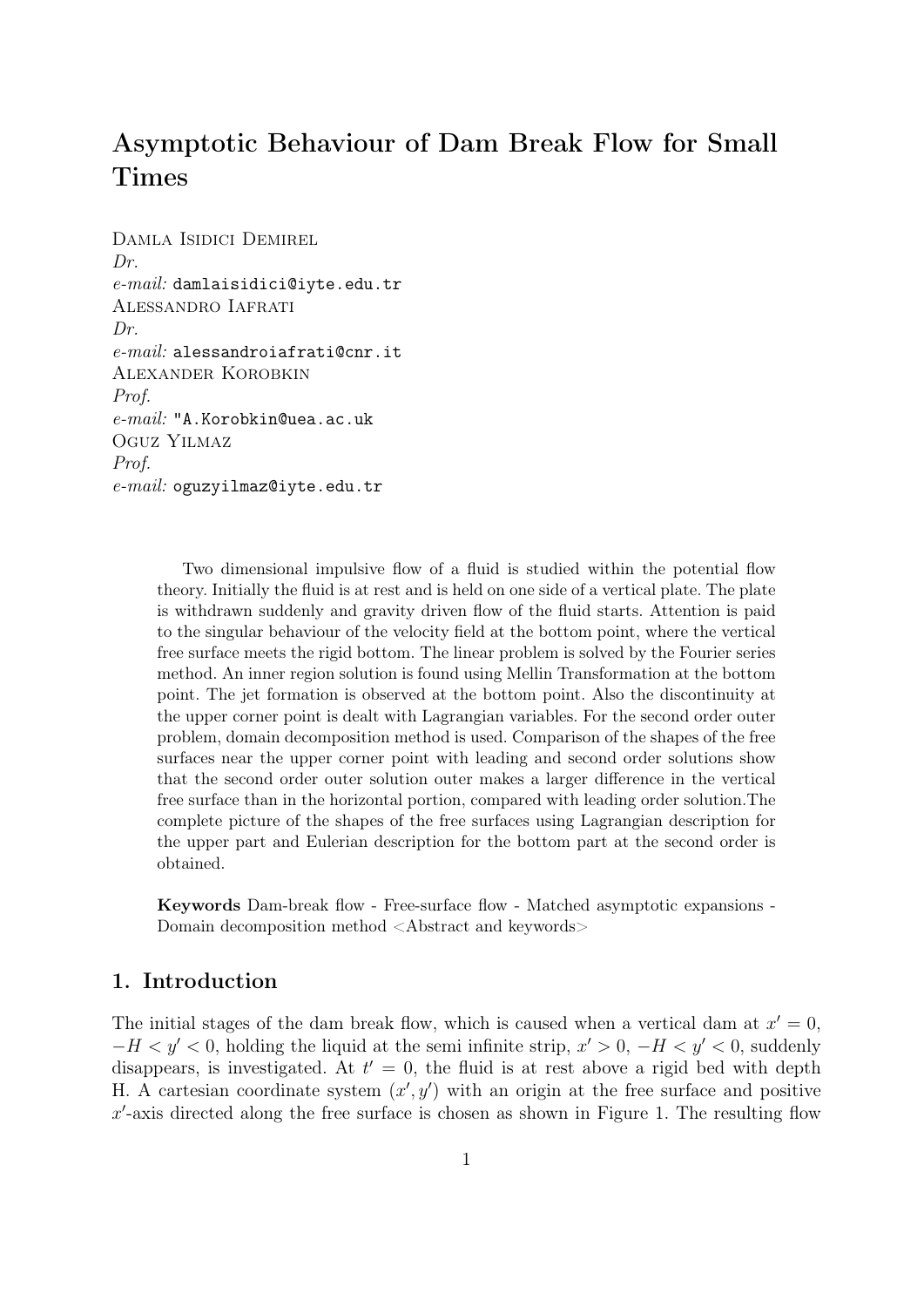# Asymptotic Behaviour of Dam Break Flow for Small Times

Damla Isidici Demirel
*Dr.*
*e-mail:* damlaisidici@iyte.edu.tr
Alessandro Iafrati
*Dr.*
*e-mail:* alessandroiafrati@cnr.it
Alexander Korobkin
*Prof.*
*e-mail:* "A.Korobkin@uea.ac.uk
Oguz Yilmaz
*Prof.*
*e-mail:* oguzyilmaz@iyte.edu.tr

Two dimensional impulsive flow of a fluid is studied within the potential flow theory. Initially the fluid is at rest and is held on one side of a vertical plate. The plate is withdrawn suddenly and gravity driven flow of the fluid starts. Attention is paid to the singular behaviour of the velocity field at the bottom point, where the vertical free surface meets the rigid bottom. The linear problem is solved by the Fourier series method. An inner region solution is found using Mellin Transformation at the bottom point. The jet formation is observed at the bottom point. Also the discontinuity at the upper corner point is dealt with Lagrangian variables. For the second order outer problem, domain decomposition method is used. Comparison of the shapes of the free surfaces near the upper corner point with leading and second order solutions show that the second order outer solution outer makes a larger difference in the vertical free surface than in the horizontal portion, compared with leading order solution.The complete picture of the shapes of the free surfaces using Lagrangian description for the upper part and Eulerian description for the bottom part at the second order is obtained.

**Keywords** Dam-break flow - Free-surface flow - Matched asymptotic expansions - Domain decomposition method <Abstract and keywords>

## 1. Introduction

The initial stages of the dam break flow, which is caused when a vertical dam at $x' = 0$, $-H < y' < 0$, holding the liquid at the semi infinite strip, $x' > 0$, $-H < y' < 0$, suddenly disappears, is investigated. At $t' = 0$, the fluid is at rest above a rigid bed with depth H. A cartesian coordinate system $(x', y')$ with an origin at the free surface and positive $x'$-axis directed along the free surface is chosen as shown in Figure 1. The resulting flow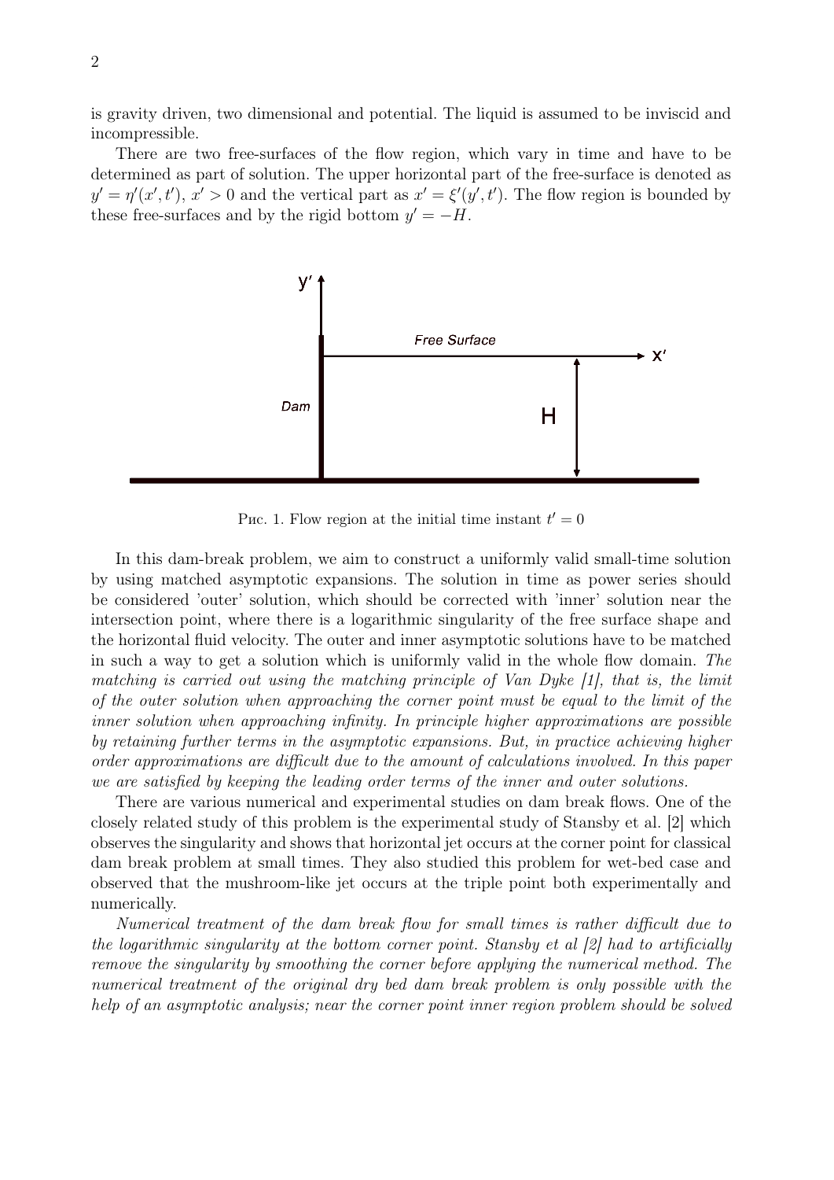is gravity driven, two dimensional and potential. The liquid is assumed to be inviscid and incompressible.

There are two free-surfaces of the flow region, which vary in time and have to be determined as part of solution. The upper horizontal part of the free-surface is denoted as $y' = \eta'(x', t')$, $x' > 0$ and the vertical part as $x' = \xi'(y', t')$. The flow region is bounded by these free-surfaces and by the rigid bottom $y' = -H$.

Рис. 1. Flow region at the initial time instant $t' = 0$

In this dam-break problem, we aim to construct a uniformly valid small-time solution by using matched asymptotic expansions. The solution in time as power series should be considered 'outer' solution, which should be corrected with 'inner' solution near the intersection point, where there is a logarithmic singularity of the free surface shape and the horizontal fluid velocity. The outer and inner asymptotic solutions have to be matched in such a way to get a solution which is uniformly valid in the whole flow domain. *The matching is carried out using the matching principle of Van Dyke [1], that is, the limit of the outer solution when approaching the corner point must be equal to the limit of the inner solution when approaching infinity. In principle higher approximations are possible by retaining further terms in the asymptotic expansions. But, in practice achieving higher order approximations are difficult due to the amount of calculations involved. In this paper we are satisfied by keeping the leading order terms of the inner and outer solutions.*

There are various numerical and experimental studies on dam break flows. One of the closely related study of this problem is the experimental study of Stansby et al. [2] which observes the singularity and shows that horizontal jet occurs at the corner point for classical dam break problem at small times. They also studied this problem for wet-bed case and observed that the mushroom-like jet occurs at the triple point both experimentally and numerically.

*Numerical treatment of the dam break flow for small times is rather difficult due to the logarithmic singularity at the bottom corner point. Stansby et al [2] had to artificially remove the singularity by smoothing the corner before applying the numerical method. The numerical treatment of the original dry bed dam break problem is only possible with the help of an asymptotic analysis; near the corner point inner region problem should be solved*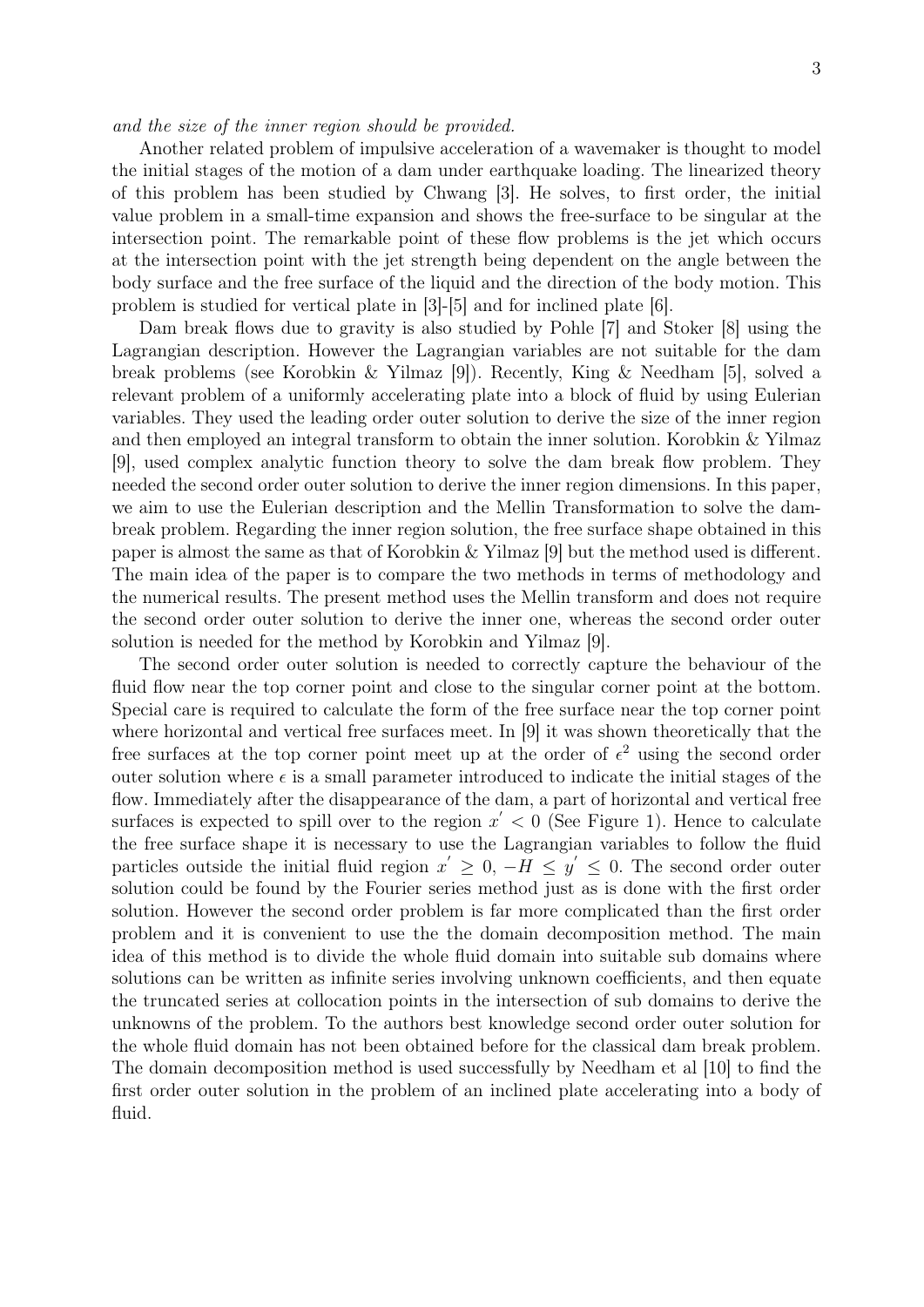*and the size of the inner region should be provided.*

Another related problem of impulsive acceleration of a wavemaker is thought to model the initial stages of the motion of a dam under earthquake loading. The linearized theory of this problem has been studied by Chwang [3]. He solves, to first order, the initial value problem in a small-time expansion and shows the free-surface to be singular at the intersection point. The remarkable point of these flow problems is the jet which occurs at the intersection point with the jet strength being dependent on the angle between the body surface and the free surface of the liquid and the direction of the body motion. This problem is studied for vertical plate in [3]-[5] and for inclined plate [6].

Dam break flows due to gravity is also studied by Pohle [7] and Stoker [8] using the Lagrangian description. However the Lagrangian variables are not suitable for the dam break problems (see Korobkin & Yilmaz [9]). Recently, King & Needham [5], solved a relevant problem of a uniformly accelerating plate into a block of fluid by using Eulerian variables. They used the leading order outer solution to derive the size of the inner region and then employed an integral transform to obtain the inner solution. Korobkin & Yilmaz [9], used complex analytic function theory to solve the dam break flow problem. They needed the second order outer solution to derive the inner region dimensions. In this paper, we aim to use the Eulerian description and the Mellin Transformation to solve the dam-break problem. Regarding the inner region solution, the free surface shape obtained in this paper is almost the same as that of Korobkin & Yilmaz [9] but the method used is different. The main idea of the paper is to compare the two methods in terms of methodology and the numerical results. The present method uses the Mellin transform and does not require the second order outer solution to derive the inner one, whereas the second order outer solution is needed for the method by Korobkin and Yilmaz [9].

The second order outer solution is needed to correctly capture the behaviour of the fluid flow near the top corner point and close to the singular corner point at the bottom. Special care is required to calculate the form of the free surface near the top corner point where horizontal and vertical free surfaces meet. In [9] it was shown theoretically that the free surfaces at the top corner point meet up at the order of $\epsilon^2$ using the second order outer solution where $\epsilon$ is a small parameter introduced to indicate the initial stages of the flow. Immediately after the disappearance of the dam, a part of horizontal and vertical free surfaces is expected to spill over to the region $x^{'} < 0$ (See Figure 1). Hence to calculate the free surface shape it is necessary to use the Lagrangian variables to follow the fluid particles outside the initial fluid region $x^{'} \geq 0$, $-H \leq y^{'} \leq 0$. The second order outer solution could be found by the Fourier series method just as is done with the first order solution. However the second order problem is far more complicated than the first order problem and it is convenient to use the the domain decomposition method. The main idea of this method is to divide the whole fluid domain into suitable sub domains where solutions can be written as infinite series involving unknown coefficients, and then equate the truncated series at collocation points in the intersection of sub domains to derive the unknowns of the problem. To the authors best knowledge second order outer solution for the whole fluid domain has not been obtained before for the classical dam break problem. The domain decomposition method is used successfully by Needham et al [10] to find the first order outer solution in the problem of an inclined plate accelerating into a body of fluid.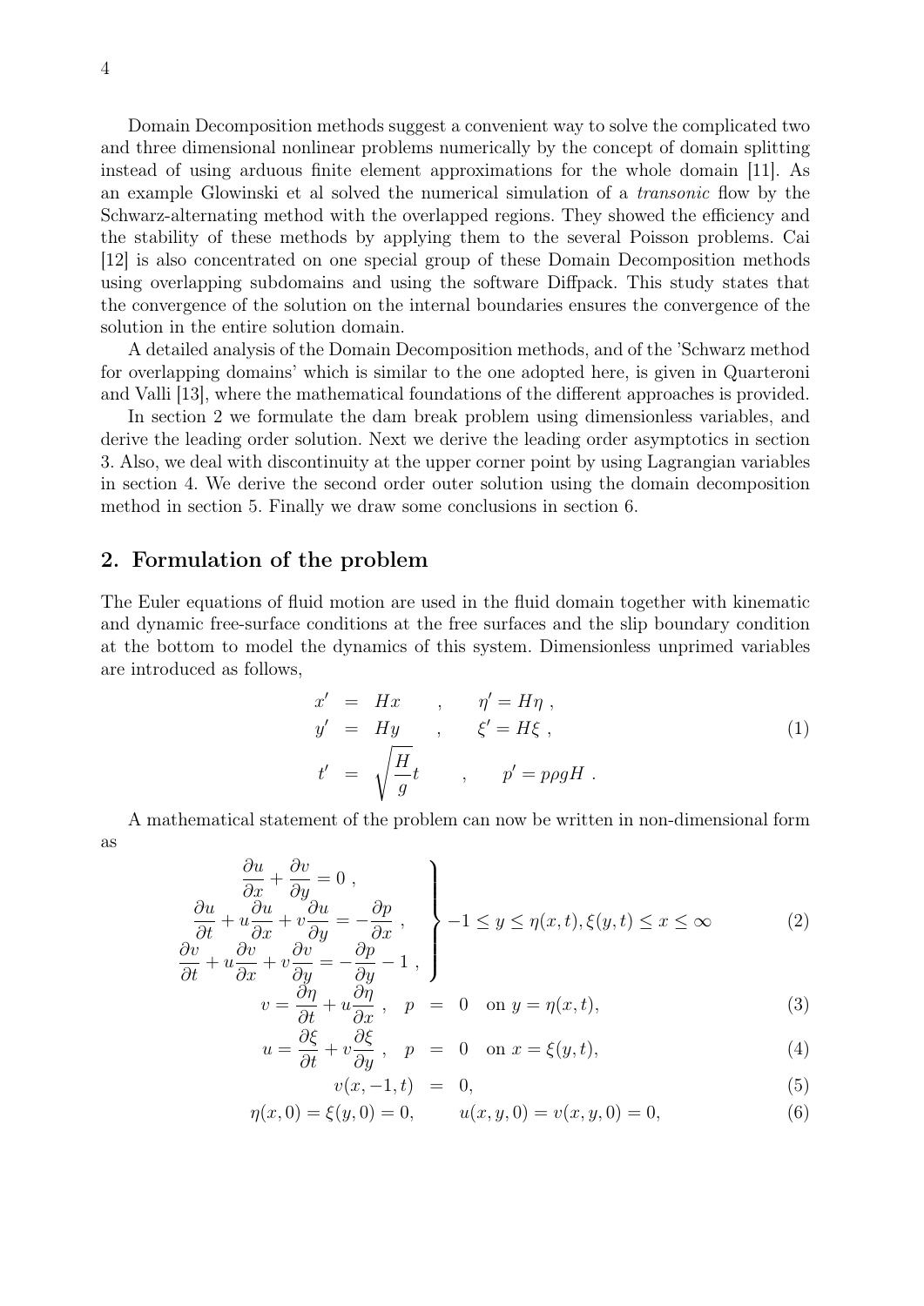Domain Decomposition methods suggest a convenient way to solve the complicated two and three dimensional nonlinear problems numerically by the concept of domain splitting instead of using arduous finite element approximations for the whole domain [11]. As an example Glowinski et al solved the numerical simulation of a *transonic* flow by the Schwarz-alternating method with the overlapped regions. They showed the efficiency and the stability of these methods by applying them to the several Poisson problems. Cai [12] is also concentrated on one special group of these Domain Decomposition methods using overlapping subdomains and using the software Diffpack. This study states that the convergence of the solution on the internal boundaries ensures the convergence of the solution in the entire solution domain.

A detailed analysis of the Domain Decomposition methods, and of the 'Schwarz method for overlapping domains' which is similar to the one adopted here, is given in Quarteroni and Valli [13], where the mathematical foundations of the different approaches is provided.

In section 2 we formulate the dam break problem using dimensionless variables, and derive the leading order solution. Next we derive the leading order asymptotics in section 3. Also, we deal with discontinuity at the upper corner point by using Lagrangian variables in section 4. We derive the second order outer solution using the domain decomposition method in section 5. Finally we draw some conclusions in section 6.

## 2. Formulation of the problem

The Euler equations of fluid motion are used in the fluid domain together with kinematic and dynamic free-surface conditions at the free surfaces and the slip boundary condition at the bottom to model the dynamics of this system. Dimensionless unprimed variables are introduced as follows,

$$
\begin{aligned}
x' &= Hx \quad , \qquad \eta' = H\eta \ , \\
y' &= Hy \quad , \qquad \xi' = H\xi \ , \\
t' &= \sqrt{\frac{H}{g}}t \quad , \qquad p' = p\rho g H \ .
\end{aligned} \tag{1}
$$

A mathematical statement of the problem can now be written in non-dimensional form as

$$
\left.
\begin{aligned}
\frac{\partial u}{\partial x} + \frac{\partial v}{\partial y} = 0 \ , \\
\frac{\partial u}{\partial t} + u\frac{\partial u}{\partial x} + v\frac{\partial u}{\partial y} = -\frac{\partial p}{\partial x} \ , \\
\frac{\partial v}{\partial t} + u\frac{\partial v}{\partial x} + v\frac{\partial v}{\partial y} = -\frac{\partial p}{\partial y} - 1 \ ,
\end{aligned}
\right\} -1 \le y \le \eta(x,t), \xi(y,t) \le x \le \infty \tag{2}
$$

$$
v = \frac{\partial \eta}{\partial t} + u\frac{\partial \eta}{\partial x} \ , \quad p = 0 \quad \text{on } y = \eta(x,t), \tag{3}
$$

$$
u = \frac{\partial \xi}{\partial t} + v\frac{\partial \xi}{\partial y} \ , \quad p = 0 \quad \text{on } x = \xi(y,t), \tag{4}
$$

$$
v(x,-1,t) = 0, \tag{5}
$$

$$
\eta(x,0) = \xi(y,0) = 0, \qquad u(x,y,0) = v(x,y,0) = 0, \tag{6}
$$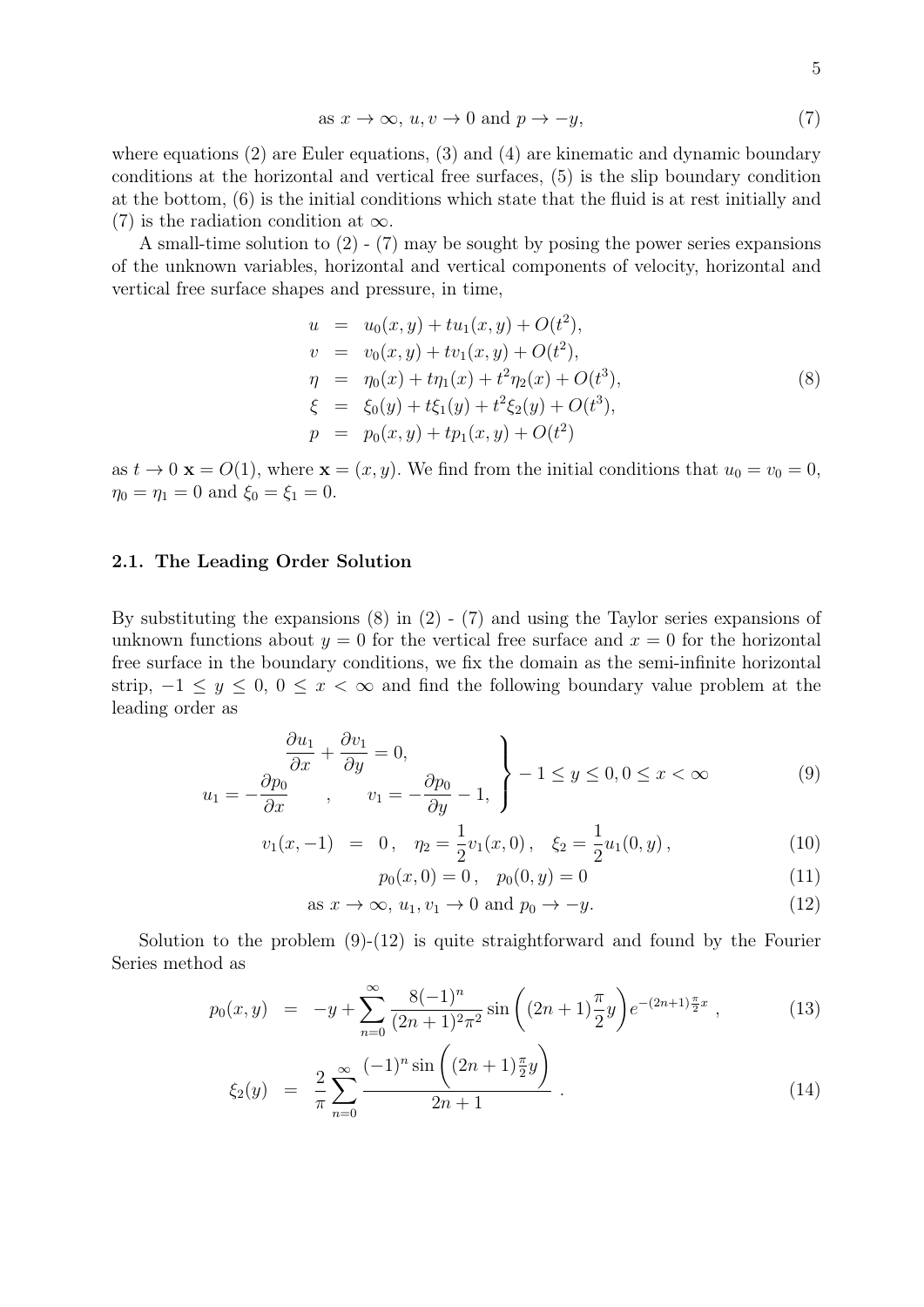$$\text{as } x \to \infty,\; u, v \to 0 \text{ and } p \to -y, \tag{7}$$

where equations (2) are Euler equations, (3) and (4) are kinematic and dynamic boundary conditions at the horizontal and vertical free surfaces, (5) is the slip boundary condition at the bottom, (6) is the initial conditions which state that the fluid is at rest initially and (7) is the radiation condition at $\infty$.

A small-time solution to (2) - (7) may be sought by posing the power series expansions of the unknown variables, horizontal and vertical components of velocity, horizontal and vertical free surface shapes and pressure, in time,

$$\begin{aligned}
u &= u_0(x, y) + tu_1(x, y) + O(t^2), \\
v &= v_0(x, y) + tv_1(x, y) + O(t^2), \\
\eta &= \eta_0(x) + t\eta_1(x) + t^2\eta_2(x) + O(t^3), \\
\xi &= \xi_0(y) + t\xi_1(y) + t^2\xi_2(y) + O(t^3), \\
p &= p_0(x, y) + tp_1(x, y) + O(t^2)
\end{aligned} \tag{8}$$

as $t \to 0$ $\mathbf{x} = O(1)$, where $\mathbf{x} = (x, y)$. We find from the initial conditions that $u_0 = v_0 = 0$, $\eta_0 = \eta_1 = 0$ and $\xi_0 = \xi_1 = 0$.

### 2.1. The Leading Order Solution

By substituting the expansions (8) in (2) - (7) and using the Taylor series expansions of unknown functions about $y = 0$ for the vertical free surface and $x = 0$ for the horizontal free surface in the boundary conditions, we fix the domain as the semi-infinite horizontal strip, $-1 \le y \le 0$, $0 \le x < \infty$ and find the following boundary value problem at the leading order as

$$\left.\begin{aligned}
&\frac{\partial u_1}{\partial x} + \frac{\partial v_1}{\partial y} = 0, \\
u_1 = -\frac{\partial p_0}{\partial x} \quad &, \quad v_1 = -\frac{\partial p_0}{\partial y} - 1,
\end{aligned}\right\} -1 \le y \le 0, 0 \le x < \infty \tag{9}$$

$$v_1(x, -1) = 0\,, \quad \eta_2 = \frac{1}{2}v_1(x, 0)\,, \quad \xi_2 = \frac{1}{2}u_1(0, y)\,, \tag{10}$$

$$p_0(x, 0) = 0\,, \quad p_0(0, y) = 0 \tag{11}$$

$$\text{as } x \to \infty,\; u_1, v_1 \to 0 \text{ and } p_0 \to -y. \tag{12}$$

Solution to the problem (9)-(12) is quite straightforward and found by the Fourier Series method as

$$p_0(x, y) = -y + \sum_{n=0}^{\infty} \frac{8(-1)^n}{(2n+1)^2\pi^2} \sin\left((2n+1)\frac{\pi}{2}y\right) e^{-(2n+1)\frac{\pi}{2}x}\,, \tag{13}$$

$$\xi_2(y) = \frac{2}{\pi}\sum_{n=0}^{\infty} \frac{(-1)^n \sin\left((2n+1)\frac{\pi}{2}y\right)}{2n+1}\,. \tag{14}$$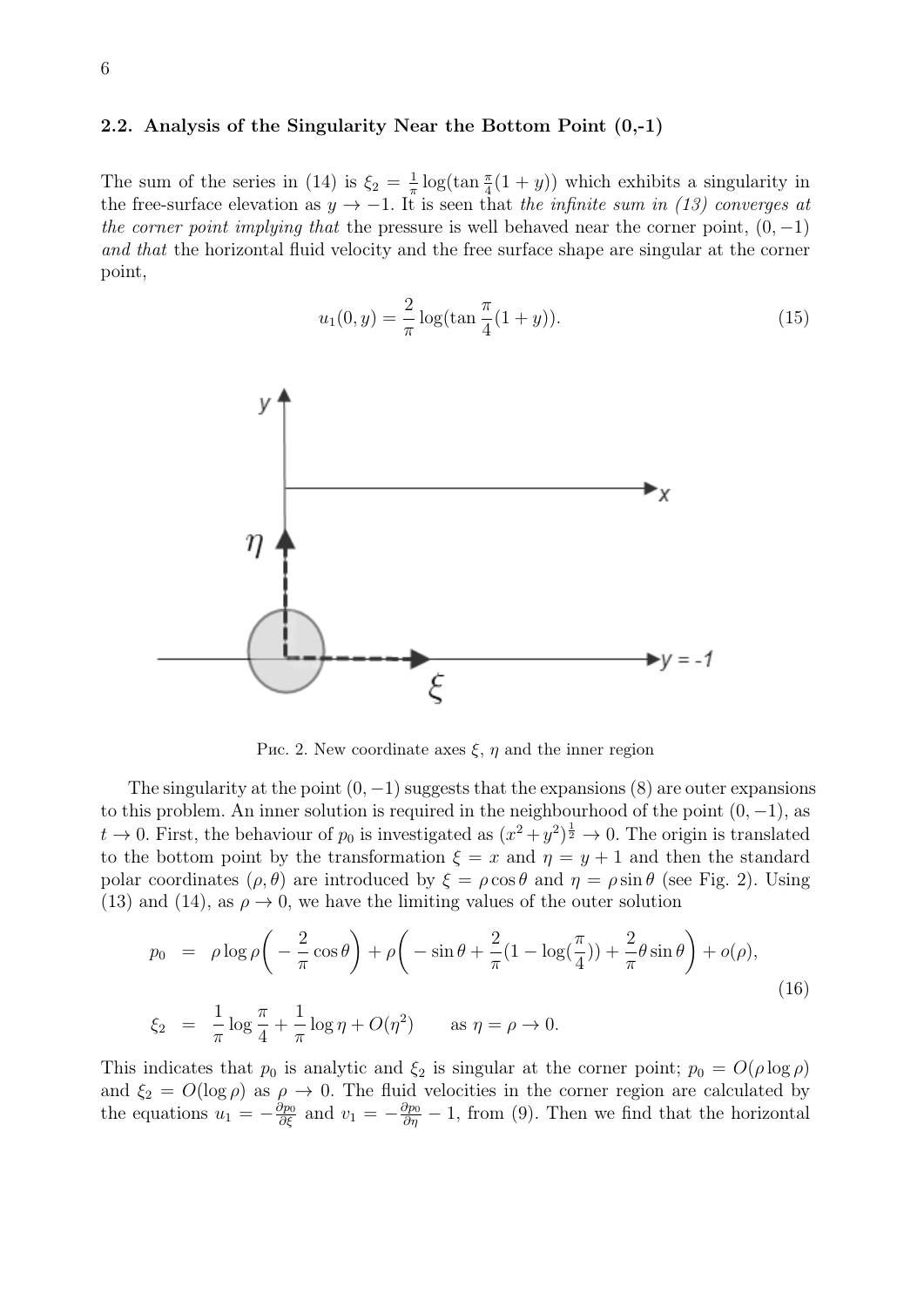### 2.2. Analysis of the Singularity Near the Bottom Point (0,-1)

The sum of the series in (14) is $\xi_2 = \frac{1}{\pi}\log(\tan\frac{\pi}{4}(1+y))$ which exhibits a singularity in the free-surface elevation as $y \to -1$. It is seen that *the infinite sum in (13) converges at the corner point implying that* the pressure is well behaved near the corner point, $(0,-1)$ *and that* the horizontal fluid velocity and the free surface shape are singular at the corner point,

$$u_1(0,y) = \frac{2}{\pi}\log(\tan\frac{\pi}{4}(1+y)). \tag{15}$$

Рис. 2. New coordinate axes $\xi$, $\eta$ and the inner region

The singularity at the point $(0,-1)$ suggests that the expansions (8) are outer expansions to this problem. An inner solution is required in the neighbourhood of the point $(0,-1)$, as $t \to 0$. First, the behaviour of $p_0$ is investigated as $(x^2+y^2)^{\frac{1}{2}} \to 0$. The origin is translated to the bottom point by the transformation $\xi = x$ and $\eta = y+1$ and then the standard polar coordinates $(\rho,\theta)$ are introduced by $\xi = \rho\cos\theta$ and $\eta = \rho\sin\theta$ (see Fig. 2). Using (13) and (14), as $\rho \to 0$, we have the limiting values of the outer solution

$$\begin{aligned}
p_0 &= \rho\log\rho\left(-\frac{2}{\pi}\cos\theta\right) + \rho\left(-\sin\theta + \frac{2}{\pi}(1-\log(\frac{\pi}{4})) + \frac{2}{\pi}\theta\sin\theta\right) + o(\rho), \\
\xi_2 &= \frac{1}{\pi}\log\frac{\pi}{4} + \frac{1}{\pi}\log\eta + O(\eta^2) \qquad \text{as } \eta = \rho \to 0.
\end{aligned} \tag{16}$$

This indicates that $p_0$ is analytic and $\xi_2$ is singular at the corner point; $p_0 = O(\rho\log\rho)$ and $\xi_2 = O(\log\rho)$ as $\rho \to 0$. The fluid velocities in the corner region are calculated by the equations $u_1 = -\frac{\partial p_0}{\partial \xi}$ and $v_1 = -\frac{\partial p_0}{\partial \eta} - 1$, from (9). Then we find that the horizontal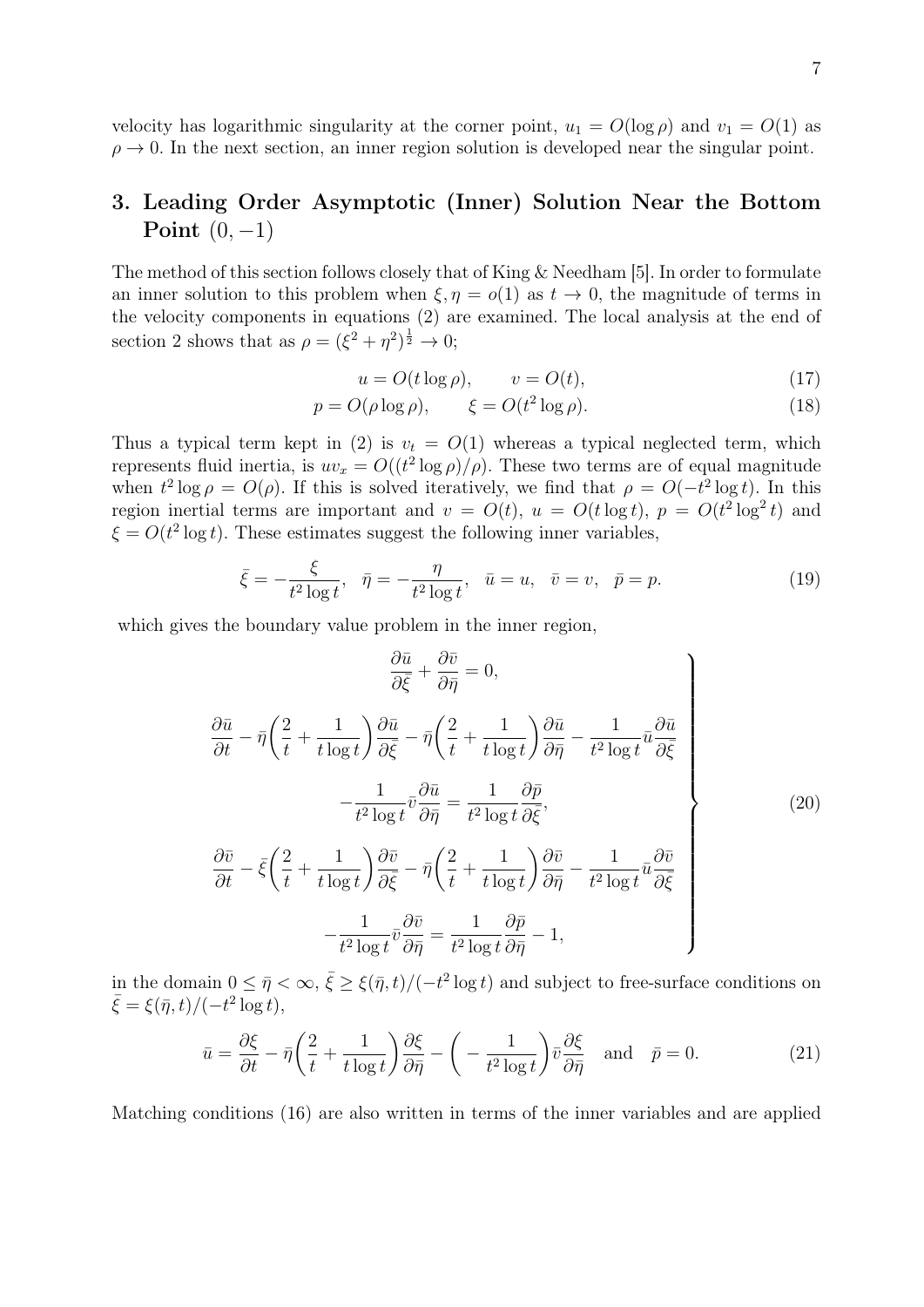velocity has logarithmic singularity at the corner point, $u_1 = O(\log \rho)$ and $v_1 = O(1)$ as $\rho \to 0$. In the next section, an inner region solution is developed near the singular point.

## 3. Leading Order Asymptotic (Inner) Solution Near the Bottom Point $(0, -1)$

The method of this section follows closely that of King & Needham [5]. In order to formulate an inner solution to this problem when $\xi, \eta = o(1)$ as $t \to 0$, the magnitude of terms in the velocity components in equations (2) are examined. The local analysis at the end of section 2 shows that as $\rho = (\xi^2 + \eta^2)^{\frac{1}{2}} \to 0$;

$$u = O(t \log \rho), \qquad v = O(t), \tag{17}$$

$$p = O(\rho \log \rho), \qquad \xi = O(t^2 \log \rho). \tag{18}$$

Thus a typical term kept in (2) is $v_t = O(1)$ whereas a typical neglected term, which represents fluid inertia, is $uv_x = O((t^2 \log \rho)/\rho)$. These two terms are of equal magnitude when $t^2 \log \rho = O(\rho)$. If this is solved iteratively, we find that $\rho = O(-t^2 \log t)$. In this region inertial terms are important and $v = O(t)$, $u = O(t \log t)$, $p = O(t^2 \log^2 t)$ and $\xi = O(t^2 \log t)$. These estimates suggest the following inner variables,

$$\bar{\xi} = -\frac{\xi}{t^2 \log t}, \quad \bar{\eta} = -\frac{\eta}{t^2 \log t}, \quad \bar{u} = u, \quad \bar{v} = v, \quad \bar{p} = p. \tag{19}$$

which gives the boundary value problem in the inner region,

$$\left.\begin{aligned}
&\frac{\partial \bar{u}}{\partial \bar{\xi}} + \frac{\partial \bar{v}}{\partial \bar{\eta}} = 0, \\
&\frac{\partial \bar{u}}{\partial t} - \bar{\eta}\left(\frac{2}{t} + \frac{1}{t \log t}\right)\frac{\partial \bar{u}}{\partial \bar{\xi}} - \bar{\eta}\left(\frac{2}{t} + \frac{1}{t \log t}\right)\frac{\partial \bar{u}}{\partial \bar{\eta}} - \frac{1}{t^2 \log t}\bar{u}\frac{\partial \bar{u}}{\partial \bar{\xi}} \\
&\qquad - \frac{1}{t^2 \log t}\bar{v}\frac{\partial \bar{u}}{\partial \bar{\eta}} = \frac{1}{t^2 \log t}\frac{\partial \bar{p}}{\partial \bar{\xi}}, \\
&\frac{\partial \bar{v}}{\partial t} - \bar{\xi}\left(\frac{2}{t} + \frac{1}{t \log t}\right)\frac{\partial \bar{v}}{\partial \bar{\xi}} - \bar{\eta}\left(\frac{2}{t} + \frac{1}{t \log t}\right)\frac{\partial \bar{v}}{\partial \bar{\eta}} - \frac{1}{t^2 \log t}\bar{u}\frac{\partial \bar{v}}{\partial \bar{\xi}} \\
&\qquad - \frac{1}{t^2 \log t}\bar{v}\frac{\partial \bar{v}}{\partial \bar{\eta}} = \frac{1}{t^2 \log t}\frac{\partial \bar{p}}{\partial \bar{\eta}} - 1,
\end{aligned}\right\} \tag{20}$$

in the domain $0 \le \bar{\eta} < \infty$, $\bar{\xi} \ge \xi(\bar{\eta}, t)/(-t^2 \log t)$ and subject to free-surface conditions on $\bar{\xi} = \xi(\bar{\eta}, t)/(-t^2 \log t)$,

$$\bar{u} = \frac{\partial \xi}{\partial t} - \bar{\eta}\left(\frac{2}{t} + \frac{1}{t \log t}\right)\frac{\partial \xi}{\partial \bar{\eta}} - \left(-\frac{1}{t^2 \log t}\right)\bar{v}\frac{\partial \xi}{\partial \bar{\eta}} \quad \text{and} \quad \bar{p} = 0. \tag{21}$$

Matching conditions (16) are also written in terms of the inner variables and are applied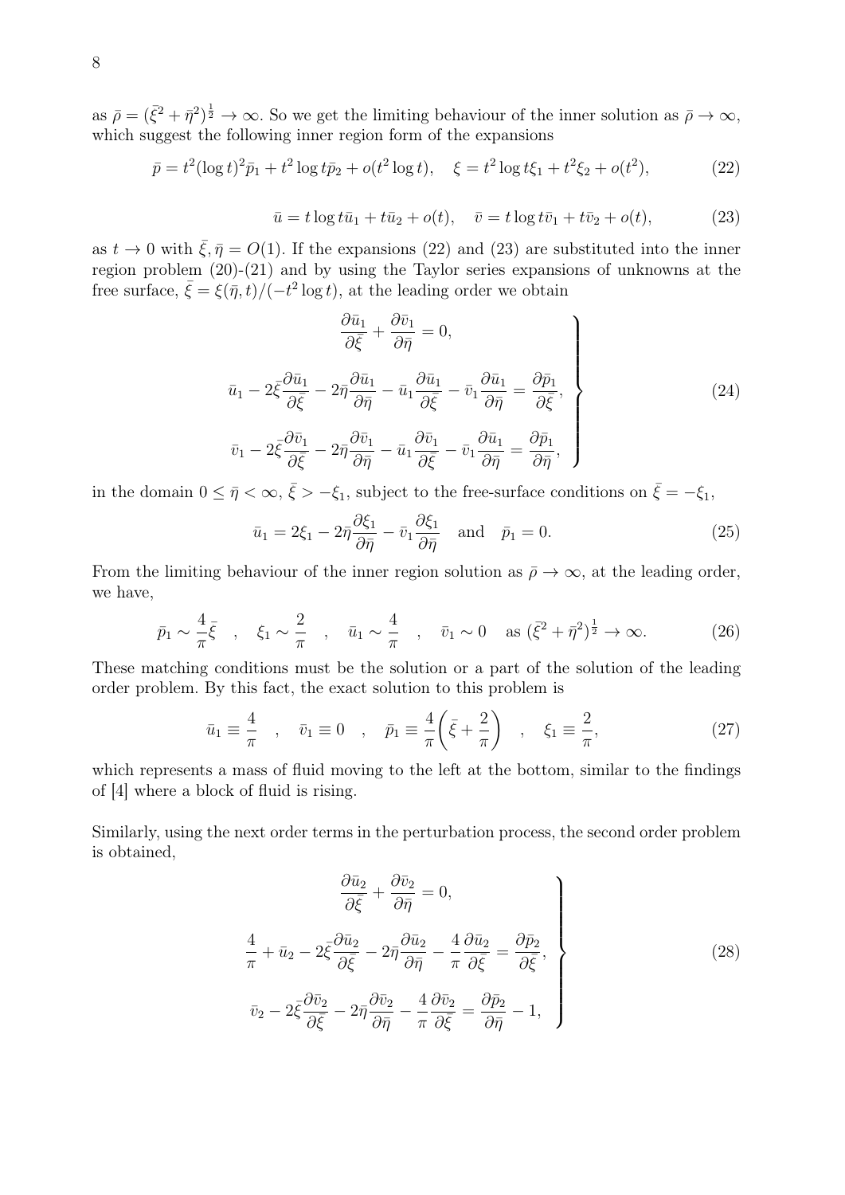as $\bar{\rho} = (\bar{\xi}^2 + \bar{\eta}^2)^{\frac{1}{2}} \to \infty$. So we get the limiting behaviour of the inner solution as $\bar{\rho} \to \infty$, which suggest the following inner region form of the expansions

$$\bar{p} = t^2(\log t)^2 \bar{p}_1 + t^2 \log t \bar{p}_2 + o(t^2 \log t), \quad \xi = t^2 \log t \xi_1 + t^2 \xi_2 + o(t^2), \tag{22}$$

$$\bar{u} = t \log t \bar{u}_1 + t \bar{u}_2 + o(t), \quad \bar{v} = t \log t \bar{v}_1 + t \bar{v}_2 + o(t), \tag{23}$$

as $t \to 0$ with $\bar{\xi}, \bar{\eta} = O(1)$. If the expansions (22) and (23) are substituted into the inner region problem (20)-(21) and by using the Taylor series expansions of unknowns at the free surface, $\bar{\xi} = \xi(\bar{\eta}, t)/(-t^2 \log t)$, at the leading order we obtain

$$\left.\begin{aligned}
&\frac{\partial \bar{u}_1}{\partial \bar{\xi}} + \frac{\partial \bar{v}_1}{\partial \bar{\eta}} = 0, \\
&\bar{u}_1 - 2\bar{\xi}\frac{\partial \bar{u}_1}{\partial \bar{\xi}} - 2\bar{\eta}\frac{\partial \bar{u}_1}{\partial \bar{\eta}} - \bar{u}_1\frac{\partial \bar{u}_1}{\partial \bar{\xi}} - \bar{v}_1\frac{\partial \bar{u}_1}{\partial \bar{\eta}} = \frac{\partial \bar{p}_1}{\partial \bar{\xi}}, \\
&\bar{v}_1 - 2\bar{\xi}\frac{\partial \bar{v}_1}{\partial \bar{\xi}} - 2\bar{\eta}\frac{\partial \bar{v}_1}{\partial \bar{\eta}} - \bar{u}_1\frac{\partial \bar{v}_1}{\partial \bar{\xi}} - \bar{v}_1\frac{\partial \bar{u}_1}{\partial \bar{\eta}} = \frac{\partial \bar{p}_1}{\partial \bar{\eta}},
\end{aligned}\right\} \tag{24}$$

in the domain $0 \leq \bar{\eta} < \infty$, $\bar{\xi} > -\xi_1$, subject to the free-surface conditions on $\bar{\xi} = -\xi_1$,

$$\bar{u}_1 = 2\xi_1 - 2\bar{\eta}\frac{\partial \xi_1}{\partial \bar{\eta}} - \bar{v}_1\frac{\partial \xi_1}{\partial \bar{\eta}} \quad \text{and} \quad \bar{p}_1 = 0. \tag{25}$$

From the limiting behaviour of the inner region solution as $\bar{\rho} \to \infty$, at the leading order, we have,

$$\bar{p}_1 \sim \frac{4}{\pi}\bar{\xi} \quad , \quad \xi_1 \sim \frac{2}{\pi} \quad , \quad \bar{u}_1 \sim \frac{4}{\pi} \quad , \quad \bar{v}_1 \sim 0 \quad \text{as } (\bar{\xi}^2 + \bar{\eta}^2)^{\frac{1}{2}} \to \infty. \tag{26}$$

These matching conditions must be the solution or a part of the solution of the leading order problem. By this fact, the exact solution to this problem is

$$\bar{u}_1 \equiv \frac{4}{\pi} \quad , \quad \bar{v}_1 \equiv 0 \quad , \quad \bar{p}_1 \equiv \frac{4}{\pi}\left(\bar{\xi} + \frac{2}{\pi}\right) \quad , \quad \xi_1 \equiv \frac{2}{\pi}, \tag{27}$$

which represents a mass of fluid moving to the left at the bottom, similar to the findings of [4] where a block of fluid is rising.

Similarly, using the next order terms in the perturbation process, the second order problem is obtained,

$$\left.\begin{aligned}
&\frac{\partial \bar{u}_2}{\partial \bar{\xi}} + \frac{\partial \bar{v}_2}{\partial \bar{\eta}} = 0, \\
&\frac{4}{\pi} + \bar{u}_2 - 2\bar{\xi}\frac{\partial \bar{u}_2}{\partial \bar{\xi}} - 2\bar{\eta}\frac{\partial \bar{u}_2}{\partial \bar{\eta}} - \frac{4}{\pi}\frac{\partial \bar{u}_2}{\partial \bar{\xi}} = \frac{\partial \bar{p}_2}{\partial \bar{\xi}}, \\
&\bar{v}_2 - 2\bar{\xi}\frac{\partial \bar{v}_2}{\partial \bar{\xi}} - 2\bar{\eta}\frac{\partial \bar{v}_2}{\partial \bar{\eta}} - \frac{4}{\pi}\frac{\partial \bar{v}_2}{\partial \bar{\xi}} = \frac{\partial \bar{p}_2}{\partial \bar{\eta}} - 1,
\end{aligned}\right\} \tag{28}$$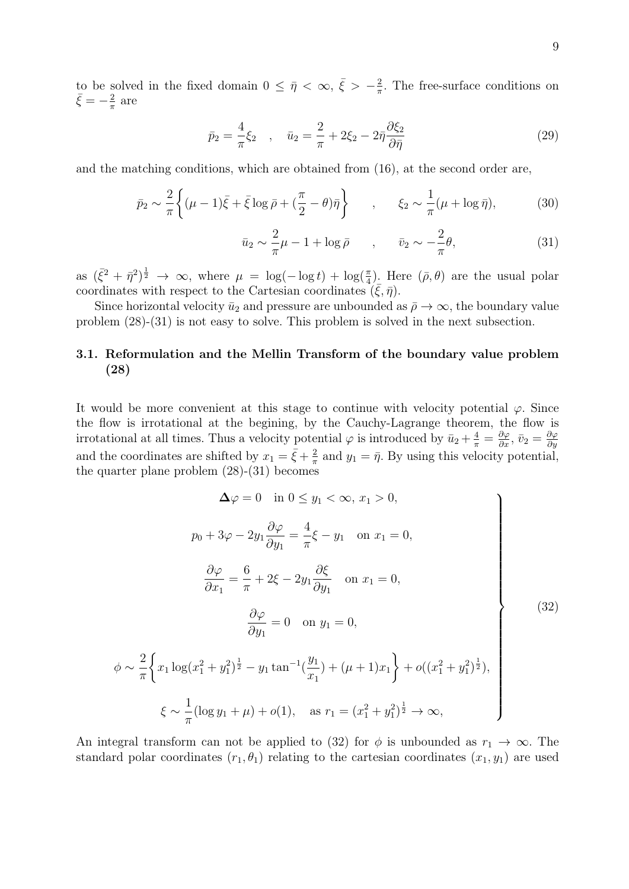to be solved in the fixed domain $0 \leq \bar{\eta} < \infty$, $\bar{\xi} > -\frac{2}{\pi}$. The free-surface conditions on $\bar{\xi} = -\frac{2}{\pi}$ are

$$\bar{p}_2 = \frac{4}{\pi}\xi_2 \quad , \quad \bar{u}_2 = \frac{2}{\pi} + 2\xi_2 - 2\bar{\eta}\frac{\partial \xi_2}{\partial \bar{\eta}} \tag{29}$$

and the matching conditions, which are obtained from (16), at the second order are,

$$\bar{p}_2 \sim \frac{2}{\pi}\left\{(\mu - 1)\bar{\xi} + \bar{\xi}\log\bar{\rho} + (\frac{\pi}{2} - \theta)\bar{\eta}\right\} \qquad , \qquad \xi_2 \sim \frac{1}{\pi}(\mu + \log\bar{\eta}), \tag{30}$$

$$\bar{u}_2 \sim \frac{2}{\pi}\mu - 1 + \log\bar{\rho} \qquad , \qquad \bar{v}_2 \sim -\frac{2}{\pi}\theta, \tag{31}$$

as $(\bar{\xi}^2 + \bar{\eta}^2)^{\frac{1}{2}} \to \infty$, where $\mu = \log(-\log t) + \log(\frac{\pi}{4})$. Here $(\bar{\rho}, \theta)$ are the usual polar coordinates with respect to the Cartesian coordinates $(\bar{\xi}, \bar{\eta})$.

Since horizontal velocity $\bar{u}_2$ and pressure are unbounded as $\bar{\rho} \to \infty$, the boundary value problem (28)-(31) is not easy to solve. This problem is solved in the next subsection.

### 3.1. Reformulation and the Mellin Transform of the boundary value problem (28)

It would be more convenient at this stage to continue with velocity potential $\varphi$. Since the flow is irrotational at the begining, by the Cauchy-Lagrange theorem, the flow is irrotational at all times. Thus a velocity potential $\varphi$ is introduced by $\bar{u}_2 + \frac{4}{\pi} = \frac{\partial\varphi}{\partial x}$, $\bar{v}_2 = \frac{\partial\varphi}{\partial y}$ and the coordinates are shifted by $x_1 = \bar{\xi} + \frac{2}{\pi}$ and $y_1 = \bar{\eta}$. By using this velocity potential, the quarter plane problem (28)-(31) becomes

$$\left.\begin{aligned}
&\boldsymbol{\Delta}\varphi = 0 \quad \text{in } 0 \leq y_1 < \infty,\, x_1 > 0,\\
&p_0 + 3\varphi - 2y_1\frac{\partial\varphi}{\partial y_1} = \frac{4}{\pi}\xi - y_1 \quad \text{on } x_1 = 0,\\
&\frac{\partial\varphi}{\partial x_1} = \frac{6}{\pi} + 2\xi - 2y_1\frac{\partial\xi}{\partial y_1} \quad \text{on } x_1 = 0,\\
&\frac{\partial\varphi}{\partial y_1} = 0 \quad \text{on } y_1 = 0,\\
&\phi \sim \frac{2}{\pi}\left\{x_1\log(x_1^2 + y_1^2)^{\frac{1}{2}} - y_1\tan^{-1}(\frac{y_1}{x_1}) + (\mu + 1)x_1\right\} + o((x_1^2 + y_1^2)^{\frac{1}{2}}),\\
&\xi \sim \frac{1}{\pi}(\log y_1 + \mu) + o(1), \quad \text{as } r_1 = (x_1^2 + y_1^2)^{\frac{1}{2}} \to \infty,
\end{aligned}\right\} \tag{32}$$

An integral transform can not be applied to (32) for $\phi$ is unbounded as $r_1 \to \infty$. The standard polar coordinates $(r_1, \theta_1)$ relating to the cartesian coordinates $(x_1, y_1)$ are used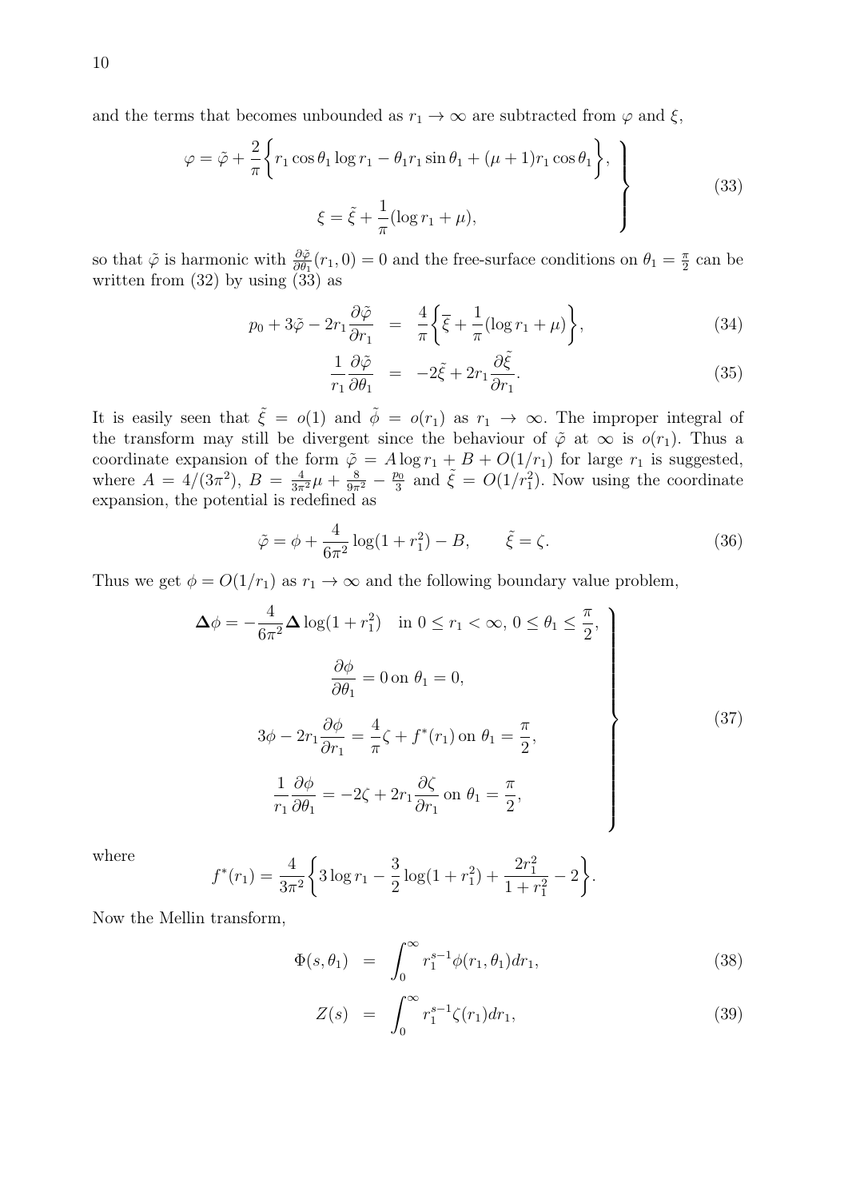and the terms that becomes unbounded as $r_1 \to \infty$ are subtracted from $\varphi$ and $\xi$,

$$
\left.\begin{aligned}
\varphi &= \tilde{\varphi} + \frac{2}{\pi}\left\{ r_1 \cos\theta_1 \log r_1 - \theta_1 r_1 \sin\theta_1 + (\mu+1) r_1 \cos\theta_1 \right\}, \\
\xi &= \tilde{\xi} + \frac{1}{\pi}(\log r_1 + \mu),
\end{aligned}\right\} \tag{33}
$$

so that $\tilde{\varphi}$ is harmonic with $\frac{\partial \tilde{\varphi}}{\partial \theta_1}(r_1, 0) = 0$ and the free-surface conditions on $\theta_1 = \frac{\pi}{2}$ can be written from (32) by using (33) as

$$
p_0 + 3\tilde{\varphi} - 2r_1 \frac{\partial \tilde{\varphi}}{\partial r_1} = \frac{4}{\pi}\left\{ \overline{\xi} + \frac{1}{\pi}(\log r_1 + \mu) \right\}, \tag{34}
$$

$$
\frac{1}{r_1}\frac{\partial \tilde{\varphi}}{\partial \theta_1} = -2\tilde{\xi} + 2r_1 \frac{\partial \tilde{\xi}}{\partial r_1}. \tag{35}
$$

It is easily seen that $\tilde{\xi} = o(1)$ and $\tilde{\phi} = o(r_1)$ as $r_1 \to \infty$. The improper integral of the transform may still be divergent since the behaviour of $\tilde{\varphi}$ at $\infty$ is $o(r_1)$. Thus a coordinate expansion of the form $\tilde{\varphi} = A \log r_1 + B + O(1/r_1)$ for large $r_1$ is suggested, where $A = 4/(3\pi^2)$, $B = \frac{4}{3\pi^2}\mu + \frac{8}{9\pi^2} - \frac{p_0}{3}$ and $\tilde{\xi} = O(1/r_1^2)$. Now using the coordinate expansion, the potential is redefined as

$$
\tilde{\varphi} = \phi + \frac{4}{6\pi^2}\log(1 + r_1^2) - B, \qquad \tilde{\xi} = \zeta. \tag{36}
$$

Thus we get $\phi = O(1/r_1)$ as $r_1 \to \infty$ and the following boundary value problem,

$$
\left.\begin{aligned}
&\boldsymbol{\Delta}\phi = -\frac{4}{6\pi^2}\boldsymbol{\Delta}\log(1 + r_1^2) \quad \text{in } 0 \le r_1 < \infty,\ 0 \le \theta_1 \le \frac{\pi}{2}, \\
&\frac{\partial \phi}{\partial \theta_1} = 0 \text{ on } \theta_1 = 0, \\
&3\phi - 2r_1 \frac{\partial \phi}{\partial r_1} = \frac{4}{\pi}\zeta + f^*(r_1) \text{ on } \theta_1 = \frac{\pi}{2}, \\
&\frac{1}{r_1}\frac{\partial \phi}{\partial \theta_1} = -2\zeta + 2r_1 \frac{\partial \zeta}{\partial r_1} \text{ on } \theta_1 = \frac{\pi}{2},
\end{aligned}\right\} \tag{37}
$$

where

$$
f^*(r_1) = \frac{4}{3\pi^2}\left\{ 3\log r_1 - \frac{3}{2}\log(1 + r_1^2) + \frac{2r_1^2}{1 + r_1^2} - 2 \right\}.
$$

Now the Mellin transform,

$$
\Phi(s, \theta_1) = \int_0^\infty r_1^{s-1}\phi(r_1, \theta_1)\, dr_1, \tag{38}
$$

$$
Z(s) = \int_0^\infty r_1^{s-1}\zeta(r_1)\, dr_1, \tag{39}
$$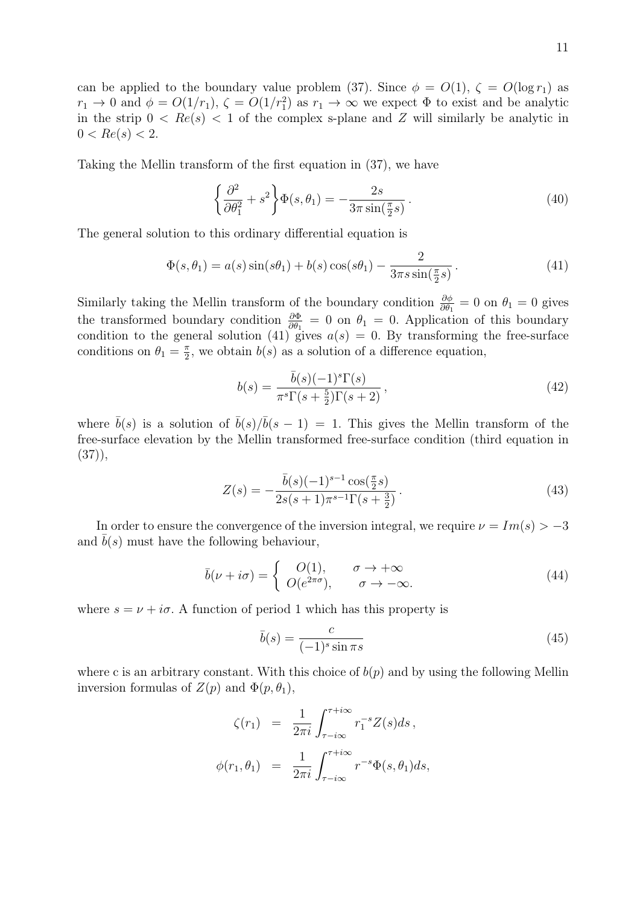can be applied to the boundary value problem (37). Since $\phi = O(1)$, $\zeta = O(\log r_1)$ as $r_1 \to 0$ and $\phi = O(1/r_1)$, $\zeta = O(1/r_1^2)$ as $r_1 \to \infty$ we expect $\Phi$ to exist and be analytic in the strip $0 < Re(s) < 1$ of the complex s-plane and $Z$ will similarly be analytic in $0 < Re(s) < 2$.

Taking the Mellin transform of the first equation in (37), we have

$$\left\{ \frac{\partial^2}{\partial \theta_1^2} + s^2 \right\} \Phi(s, \theta_1) = -\frac{2s}{3\pi \sin(\frac{\pi}{2}s)} \,. \tag{40}$$

The general solution to this ordinary differential equation is

$$\Phi(s, \theta_1) = a(s)\sin(s\theta_1) + b(s)\cos(s\theta_1) - \frac{2}{3\pi s \sin(\frac{\pi}{2}s)} \,. \tag{41}$$

Similarly taking the Mellin transform of the boundary condition $\frac{\partial \phi}{\partial \theta_1} = 0$ on $\theta_1 = 0$ gives the transformed boundary condition $\frac{\partial \Phi}{\partial \theta_1} = 0$ on $\theta_1 = 0$. Application of this boundary condition to the general solution (41) gives $a(s) = 0$. By transforming the free-surface conditions on $\theta_1 = \frac{\pi}{2}$, we obtain $b(s)$ as a solution of a difference equation,

$$b(s) = \frac{\bar{b}(s)(-1)^s \Gamma(s)}{\pi^s \Gamma(s + \frac{5}{2})\Gamma(s+2)} \,, \tag{42}$$

where $\bar{b}(s)$ is a solution of $\bar{b}(s)/\bar{b}(s-1) = 1$. This gives the Mellin transform of the free-surface elevation by the Mellin transformed free-surface condition (third equation in (37)),

$$Z(s) = -\frac{\bar{b}(s)(-1)^{s-1}\cos(\frac{\pi}{2}s)}{2s(s+1)\pi^{s-1}\Gamma(s+\frac{3}{2})} \,. \tag{43}$$

In order to ensure the convergence of the inversion integral, we require $\nu = Im(s) > -3$ and $\bar{b}(s)$ must have the following behaviour,

$$\bar{b}(\nu + i\sigma) = \left\{ \begin{array}{ll} O(1), & \sigma \to +\infty \\ O(e^{2\pi\sigma}), & \sigma \to -\infty. \end{array} \right. \tag{44}$$

where $s = \nu + i\sigma$. A function of period 1 which has this property is

$$\bar{b}(s) = \frac{c}{(-1)^s \sin \pi s} \tag{45}$$

where c is an arbitrary constant. With this choice of $b(p)$ and by using the following Mellin inversion formulas of $Z(p)$ and $\Phi(p, \theta_1)$,

$$\begin{aligned} \zeta(r_1) &= \frac{1}{2\pi i} \int_{\tau - i\infty}^{\tau + i\infty} r_1^{-s} Z(s) ds \,, \\ \phi(r_1, \theta_1) &= \frac{1}{2\pi i} \int_{\tau - i\infty}^{\tau + i\infty} r^{-s} \Phi(s, \theta_1) ds, \end{aligned}$$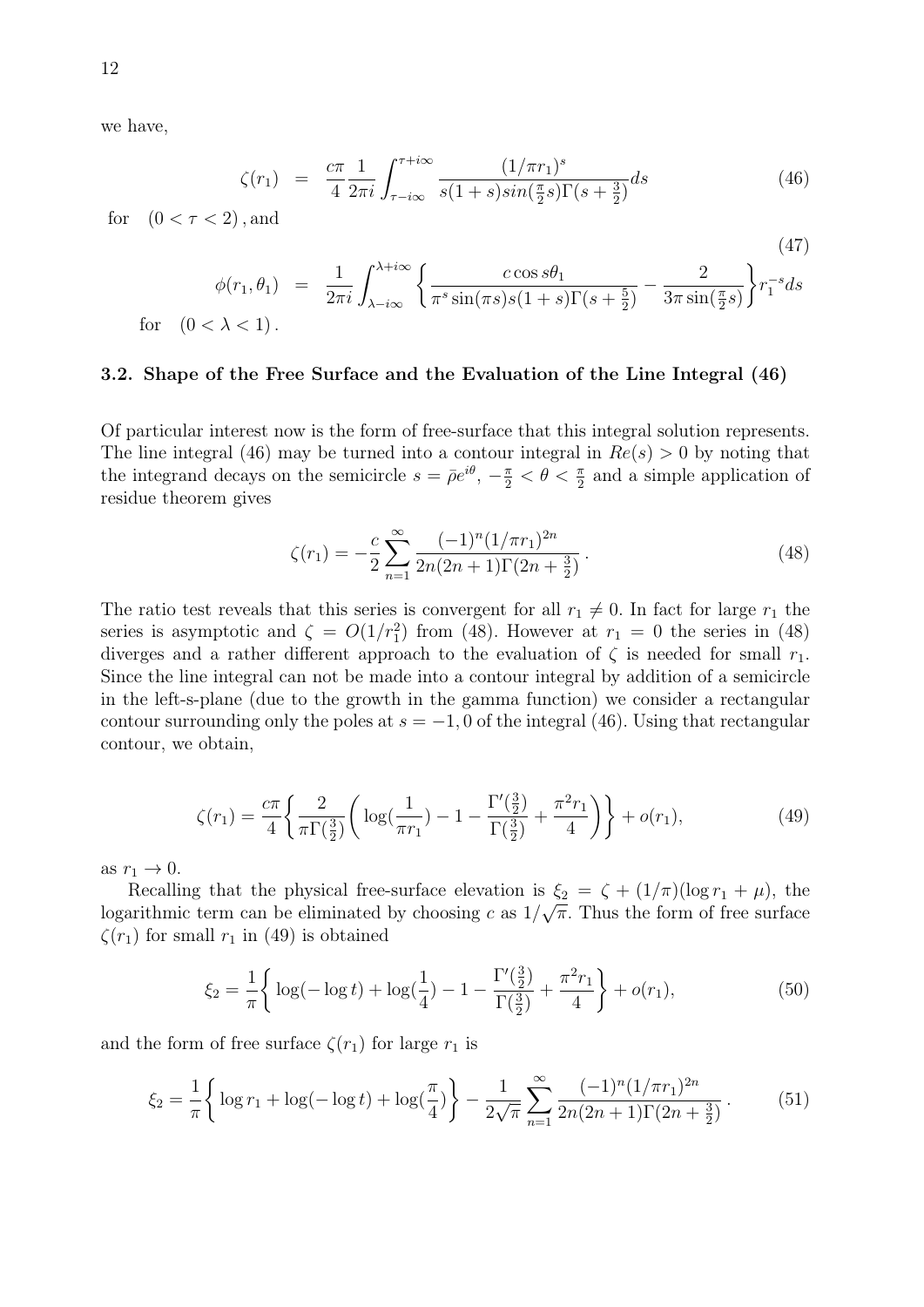we have,

$$\zeta(r_1) = \frac{c\pi}{4}\frac{1}{2\pi i}\int_{\tau-i\infty}^{\tau+i\infty}\frac{(1/\pi r_1)^s}{s(1+s)sin(\frac{\pi}{2}s)\Gamma(s+\frac{3}{2})}ds \tag{46}$$

for $(0<\tau<2)$, and

$$\phi(r_1,\theta_1) = \frac{1}{2\pi i}\int_{\lambda-i\infty}^{\lambda+i\infty}\left\{\frac{c\cos s\theta_1}{\pi^s\sin(\pi s)s(1+s)\Gamma(s+\frac{5}{2})} - \frac{2}{3\pi\sin(\frac{\pi}{2}s)}\right\}r_1^{-s}ds \tag{47}$$

for $(0<\lambda<1)$.

### 3.2. Shape of the Free Surface and the Evaluation of the Line Integral (46)

Of particular interest now is the form of free-surface that this integral solution represents. The line integral (46) may be turned into a contour integral in $Re(s)>0$ by noting that the integrand decays on the semicircle $s=\bar{\rho}e^{i\theta}$, $-\frac{\pi}{2}<\theta<\frac{\pi}{2}$ and a simple application of residue theorem gives

$$\zeta(r_1) = -\frac{c}{2}\sum_{n=1}^{\infty}\frac{(-1)^n(1/\pi r_1)^{2n}}{2n(2n+1)\Gamma(2n+\frac{3}{2})}\,. \tag{48}$$

The ratio test reveals that this series is convergent for all $r_1\neq 0$. In fact for large $r_1$ the series is asymptotic and $\zeta = O(1/r_1^2)$ from (48). However at $r_1=0$ the series in (48) diverges and a rather different approach to the evaluation of $\zeta$ is needed for small $r_1$. Since the line integral can not be made into a contour integral by addition of a semicircle in the left-s-plane (due to the growth in the gamma function) we consider a rectangular contour surrounding only the poles at $s=-1,0$ of the integral (46). Using that rectangular contour, we obtain,

$$\zeta(r_1) = \frac{c\pi}{4}\left\{\frac{2}{\pi\Gamma(\frac{3}{2})}\left(\log(\frac{1}{\pi r_1}) - 1 - \frac{\Gamma'(\frac{3}{2})}{\Gamma(\frac{3}{2})} + \frac{\pi^2 r_1}{4}\right)\right\} + o(r_1), \tag{49}$$

as $r_1\to 0$.

Recalling that the physical free-surface elevation is $\xi_2 = \zeta + (1/\pi)(\log r_1 + \mu)$, the logarithmic term can be eliminated by choosing $c$ as $1/\sqrt{\pi}$. Thus the form of free surface $\zeta(r_1)$ for small $r_1$ in (49) is obtained

$$\xi_2 = \frac{1}{\pi}\left\{\log(-\log t) + \log(\frac{1}{4}) - 1 - \frac{\Gamma'(\frac{3}{2})}{\Gamma(\frac{3}{2})} + \frac{\pi^2 r_1}{4}\right\} + o(r_1), \tag{50}$$

and the form of free surface $\zeta(r_1)$ for large $r_1$ is

$$\xi_2 = \frac{1}{\pi}\left\{\log r_1 + \log(-\log t) + \log(\frac{\pi}{4})\right\} - \frac{1}{2\sqrt{\pi}}\sum_{n=1}^{\infty}\frac{(-1)^n(1/\pi r_1)^{2n}}{2n(2n+1)\Gamma(2n+\frac{3}{2})}\,. \tag{51}$$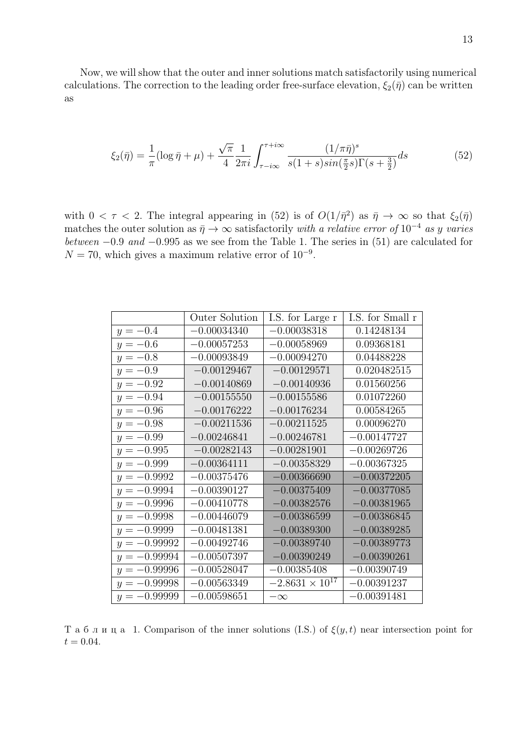Now, we will show that the outer and inner solutions match satisfactorily using numerical calculations. The correction to the leading order free-surface elevation, $\xi_2(\bar{\eta})$ can be written as

$$\xi_2(\bar{\eta}) = \frac{1}{\pi}(\log \bar{\eta} + \mu) + \frac{\sqrt{\pi}}{4}\frac{1}{2\pi i}\int_{\tau - i\infty}^{\tau + i\infty} \frac{(1/\pi\bar{\eta})^s}{s(1+s)sin(\frac{\pi}{2}s)\Gamma(s+\frac{3}{2})}ds \tag{52}$$

with $0 < \tau < 2$. The integral appearing in (52) is of $O(1/\bar{\eta}^2)$ as $\bar{\eta} \to \infty$ so that $\xi_2(\bar{\eta})$ matches the outer solution as $\bar{\eta} \to \infty$ satisfactorily *with a relative error of* $10^{-4}$ *as* $y$ *varies between* $-0.9$ *and* $-0.995$ as we see from the Table 1. The series in (51) are calculated for $N = 70$, which gives a maximum relative error of $10^{-9}$.

| | Outer Solution | I.S. for Large r | I.S. for Small r |
|---|---|---|---|
| $y = -0.4$ | $-0.00034340$ | $-0.00038318$ | $0.14248134$ |
| $y = -0.6$ | $-0.00057253$ | $-0.00058969$ | $0.09368181$ |
| $y = -0.8$ | $-0.00093849$ | $-0.00094270$ | $0.04488228$ |
| $y = -0.9$ | $-0.00129467$ | $-0.00129571$ | $0.020482515$ |
| $y = -0.92$ | $-0.00140869$ | $-0.00140936$ | $0.01560256$ |
| $y = -0.94$ | $-0.00155550$ | $-0.00155586$ | $0.01072260$ |
| $y = -0.96$ | $-0.00176222$ | $-0.00176234$ | $0.00584265$ |
| $y = -0.98$ | $-0.00211536$ | $-0.00211525$ | $0.00096270$ |
| $y = -0.99$ | $-0.00246841$ | $-0.00246781$ | $-0.00147727$ |
| $y = -0.995$ | $-0.00282143$ | $-0.00281901$ | $-0.00269726$ |
| $y = -0.999$ | $-0.00364111$ | $-0.00358329$ | $-0.00367325$ |
| $y = -0.9992$ | $-0.00375476$ | $-0.00366690$ | $-0.00372205$ |
| $y = -0.9994$ | $-0.00390127$ | $-0.00375409$ | $-0.00377085$ |
| $y = -0.9996$ | $-0.00410778$ | $-0.00382576$ | $-0.00381965$ |
| $y = -0.9998$ | $-0.00446079$ | $-0.00386599$ | $-0.00386845$ |
| $y = -0.9999$ | $-0.00481381$ | $-0.00389300$ | $-0.00389285$ |
| $y = -0.99992$ | $-0.00492746$ | $-0.00389740$ | $-0.00389773$ |
| $y = -0.99994$ | $-0.00507397$ | $-0.00390249$ | $-0.00390261$ |
| $y = -0.99996$ | $-0.00528047$ | $-0.00385408$ | $-0.00390749$ |
| $y = -0.99998$ | $-0.00563349$ | $-2.8631 \times 10^{17}$ | $-0.00391237$ |
| $y = -0.99999$ | $-0.00598651$ | $-\infty$ | $-0.00391481$ |

Т а б л и ц а 1. Comparison of the inner solutions (I.S.) of $\xi(y,t)$ near intersection point for $t = 0.04$.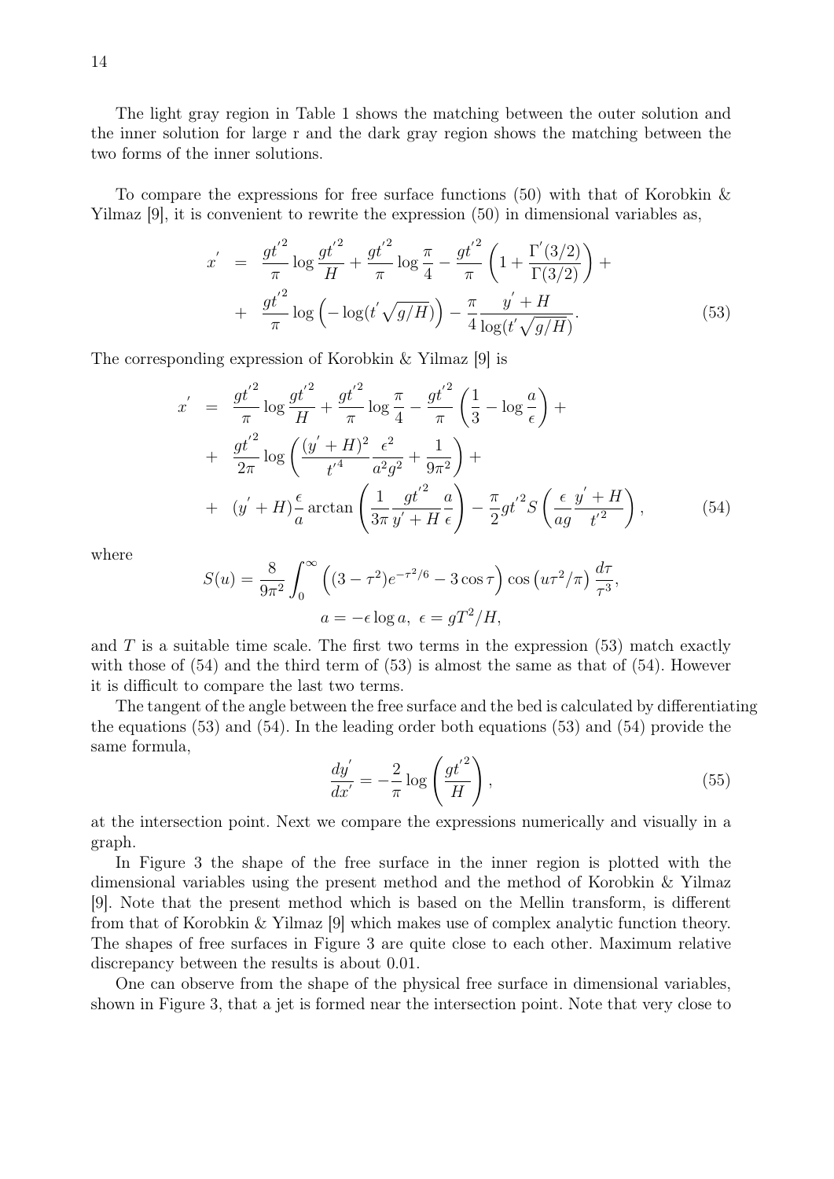The light gray region in Table 1 shows the matching between the outer solution and the inner solution for large r and the dark gray region shows the matching between the two forms of the inner solutions.

To compare the expressions for free surface functions (50) with that of Korobkin & Yilmaz [9], it is convenient to rewrite the expression (50) in dimensional variables as,

$$
\begin{aligned}
x^{'} &= \frac{gt^{'2}}{\pi}\log\frac{gt^{'2}}{H} + \frac{gt^{'2}}{\pi}\log\frac{\pi}{4} - \frac{gt^{'2}}{\pi}\left(1+\frac{\Gamma^{'}(3/2)}{\Gamma(3/2)}\right) + \\
&+ \frac{gt^{'2}}{\pi}\log\Big(-\log(t^{'}\sqrt{g/H})\Big) - \frac{\pi}{4}\frac{y^{'}+H}{\log(t^{'}\sqrt{g/H})}.
\end{aligned} \tag{53}
$$

The corresponding expression of Korobkin & Yilmaz [9] is

$$
\begin{aligned}
x^{'} &= \frac{gt^{'2}}{\pi}\log\frac{gt^{'2}}{H} + \frac{gt^{'2}}{\pi}\log\frac{\pi}{4} - \frac{gt^{'2}}{\pi}\left(\frac{1}{3}-\log\frac{a}{\epsilon}\right) + \\
&+ \frac{gt^{'2}}{2\pi}\log\left(\frac{(y^{'}+H)^2}{t^{'4}}\frac{\epsilon^2}{a^2g^2}+\frac{1}{9\pi^2}\right) + \\
&+ (y^{'}+H)\frac{\epsilon}{a}\arctan\left(\frac{1}{3\pi}\frac{gt^{'2}}{y^{'}+H}\frac{a}{\epsilon}\right) - \frac{\pi}{2}gt^{'2}S\left(\frac{\epsilon}{ag}\frac{y^{'}+H}{t^{'2}}\right),
\end{aligned} \tag{54}
$$

where

$$
S(u) = \frac{8}{9\pi^2}\int_0^\infty \left((3-\tau^2)e^{-\tau^2/6} - 3\cos\tau\right)\cos\left(u\tau^2/\pi\right)\frac{d\tau}{\tau^3},
$$
$$
a = -\epsilon\log a,\ \ \epsilon = gT^2/H,
$$

and $T$ is a suitable time scale. The first two terms in the expression (53) match exactly with those of (54) and the third term of (53) is almost the same as that of (54). However it is difficult to compare the last two terms.

The tangent of the angle between the free surface and the bed is calculated by differentiating the equations (53) and (54). In the leading order both equations (53) and (54) provide the same formula,

$$
\frac{dy^{'}}{dx^{'}} = -\frac{2}{\pi}\log\left(\frac{gt^{'2}}{H}\right), \tag{55}
$$

at the intersection point. Next we compare the expressions numerically and visually in a graph.

In Figure 3 the shape of the free surface in the inner region is plotted with the dimensional variables using the present method and the method of Korobkin & Yilmaz [9]. Note that the present method which is based on the Mellin transform, is different from that of Korobkin & Yilmaz [9] which makes use of complex analytic function theory. The shapes of free surfaces in Figure 3 are quite close to each other. Maximum relative discrepancy between the results is about 0.01.

One can observe from the shape of the physical free surface in dimensional variables, shown in Figure 3, that a jet is formed near the intersection point. Note that very close to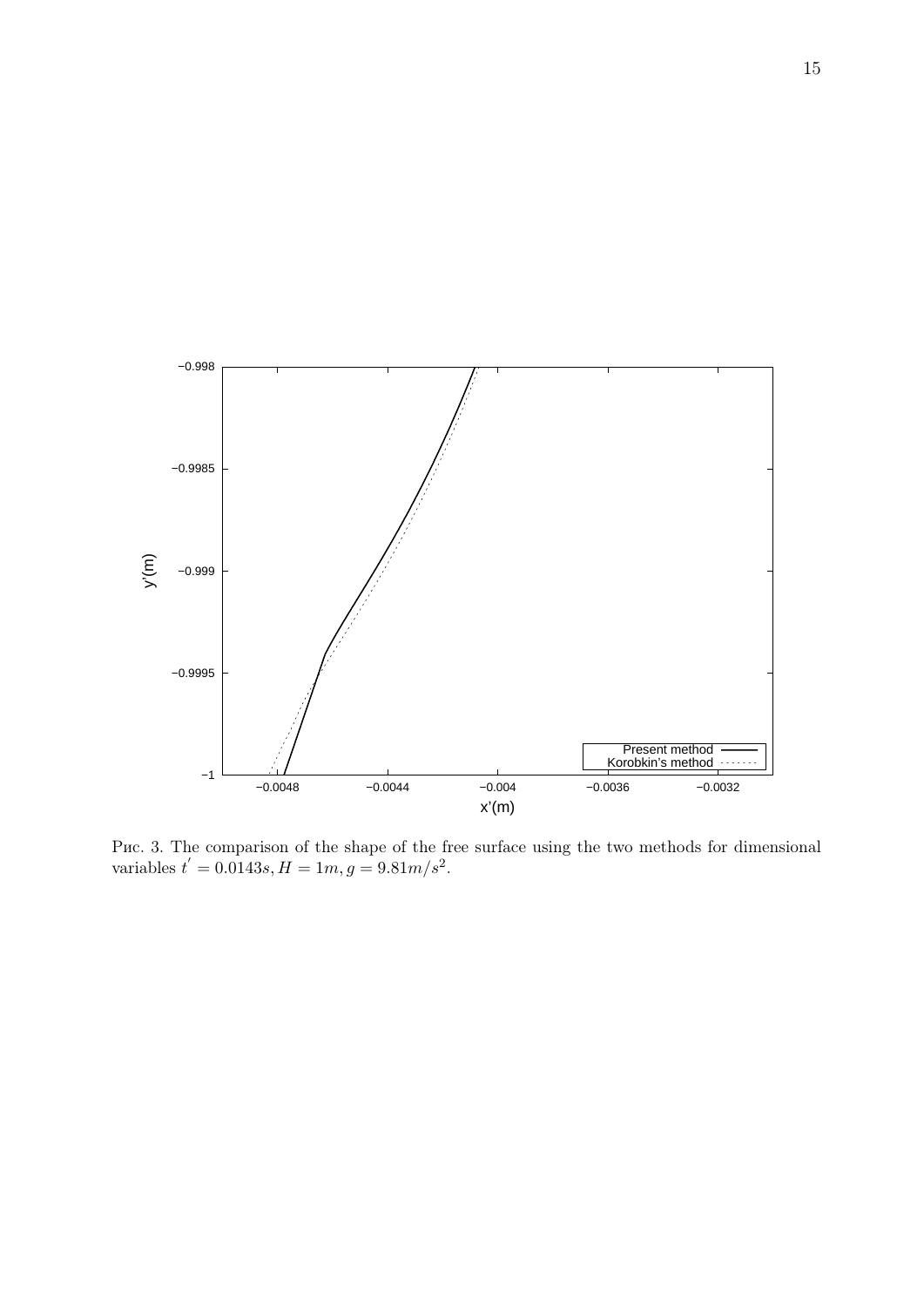Рис. 3. The comparison of the shape of the free surface using the two methods for dimensional variables $t^{'} = 0.0143s, H = 1m, g = 9.81m/s^2$.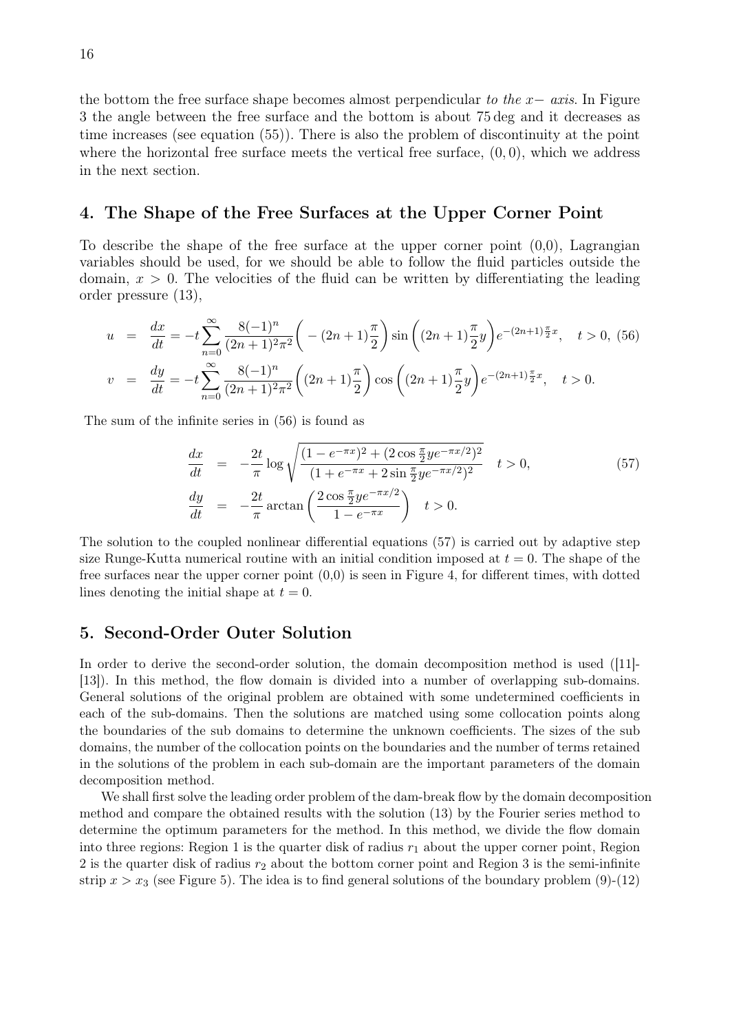the bottom the free surface shape becomes almost perpendicular *to the $x-$ axis*. In Figure 3 the angle between the free surface and the bottom is about 75 deg and it decreases as time increases (see equation (55)). There is also the problem of discontinuity at the point where the horizontal free surface meets the vertical free surface, $(0,0)$, which we address in the next section.

## 4. The Shape of the Free Surfaces at the Upper Corner Point

To describe the shape of the free surface at the upper corner point (0,0), Lagrangian variables should be used, for we should be able to follow the fluid particles outside the domain, $x > 0$. The velocities of the fluid can be written by differentiating the leading order pressure (13),

$$
\begin{aligned}
u &= \frac{dx}{dt} = -t\sum_{n=0}^{\infty} \frac{8(-1)^n}{(2n+1)^2\pi^2}\Big(-(2n+1)\frac{\pi}{2}\Big)\sin\Big((2n+1)\frac{\pi}{2}y\Big)e^{-(2n+1)\frac{\pi}{2}x}, \quad t>0, \quad (56)\\
v &= \frac{dy}{dt} = -t\sum_{n=0}^{\infty} \frac{8(-1)^n}{(2n+1)^2\pi^2}\Big((2n+1)\frac{\pi}{2}\Big)\cos\Big((2n+1)\frac{\pi}{2}y\Big)e^{-(2n+1)\frac{\pi}{2}x}, \quad t>0.
\end{aligned}
$$

The sum of the infinite series in (56) is found as

$$
\begin{aligned}
\frac{dx}{dt} &= -\frac{2t}{\pi}\log\sqrt{\frac{(1-e^{-\pi x})^2 + (2\cos\frac{\pi}{2}ye^{-\pi x/2})^2}{(1+e^{-\pi x}+2\sin\frac{\pi}{2}ye^{-\pi x/2})^2}} \quad t>0, \qquad (57)\\
\frac{dy}{dt} &= -\frac{2t}{\pi}\arctan\left(\frac{2\cos\frac{\pi}{2}ye^{-\pi x/2}}{1-e^{-\pi x}}\right) \quad t>0.
\end{aligned}
$$

The solution to the coupled nonlinear differential equations (57) is carried out by adaptive step size Runge-Kutta numerical routine with an initial condition imposed at $t = 0$. The shape of the free surfaces near the upper corner point (0,0) is seen in Figure 4, for different times, with dotted lines denoting the initial shape at $t = 0$.

## 5. Second-Order Outer Solution

In order to derive the second-order solution, the domain decomposition method is used ([11]-[13]). In this method, the flow domain is divided into a number of overlapping sub-domains. General solutions of the original problem are obtained with some undetermined coefficients in each of the sub-domains. Then the solutions are matched using some collocation points along the boundaries of the sub domains to determine the unknown coefficients. The sizes of the sub domains, the number of the collocation points on the boundaries and the number of terms retained in the solutions of the problem in each sub-domain are the important parameters of the domain decomposition method.

We shall first solve the leading order problem of the dam-break flow by the domain decomposition method and compare the obtained results with the solution (13) by the Fourier series method to determine the optimum parameters for the method. In this method, we divide the flow domain into three regions: Region 1 is the quarter disk of radius $r_1$ about the upper corner point, Region 2 is the quarter disk of radius $r_2$ about the bottom corner point and Region 3 is the semi-infinite strip $x > x_3$ (see Figure 5). The idea is to find general solutions of the boundary problem (9)-(12)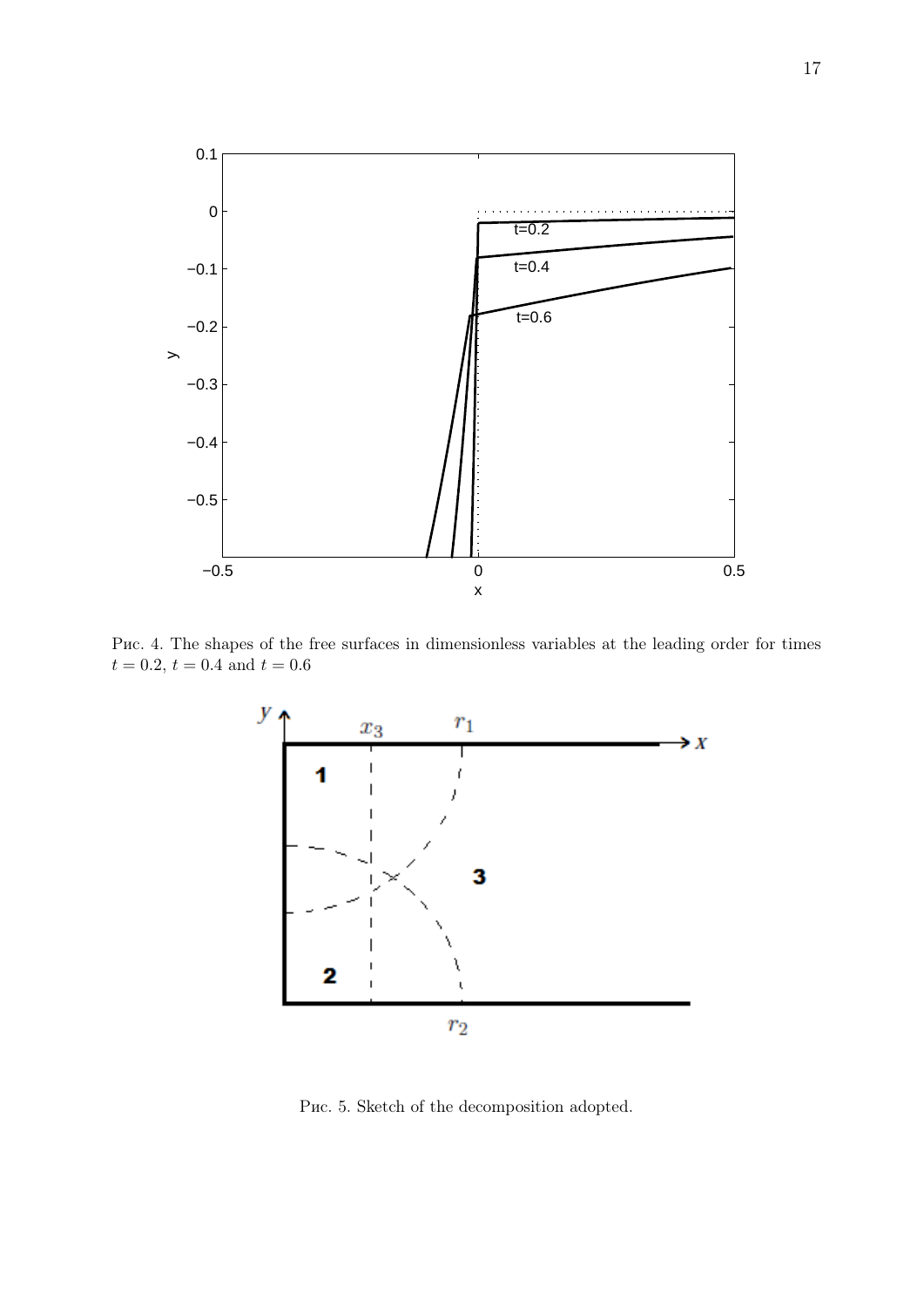Рис. 4. The shapes of the free surfaces in dimensionless variables at the leading order for times $t = 0.2$, $t = 0.4$ and $t = 0.6$

Рис. 5. Sketch of the decomposition adopted.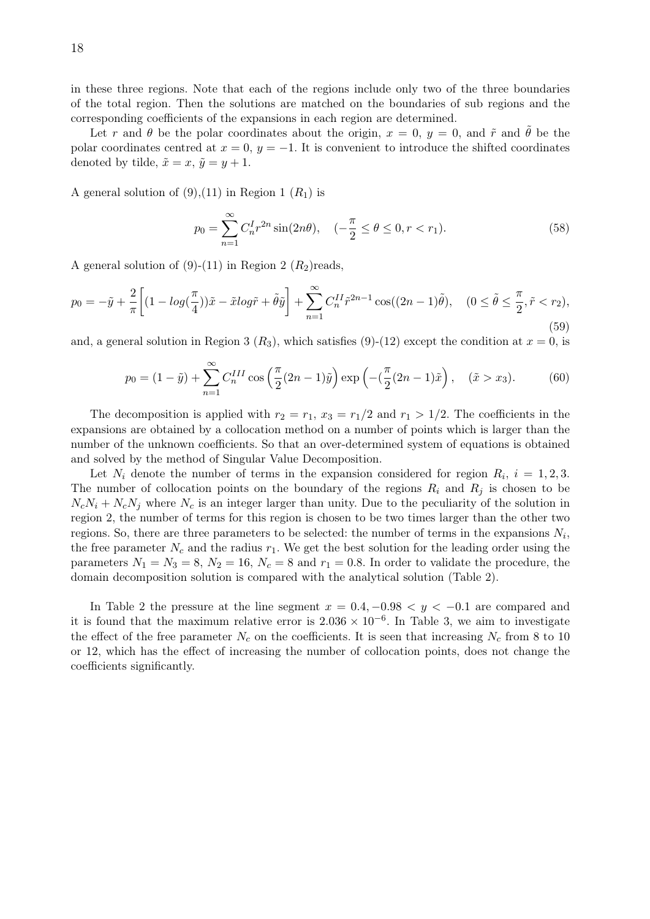in these three regions. Note that each of the regions include only two of the three boundaries of the total region. Then the solutions are matched on the boundaries of sub regions and the corresponding coefficients of the expansions in each region are determined.

Let $r$ and $\theta$ be the polar coordinates about the origin, $x = 0$, $y = 0$, and $\tilde{r}$ and $\tilde{\theta}$ be the polar coordinates centred at $x = 0$, $y = -1$. It is convenient to introduce the shifted coordinates denoted by tilde, $\tilde{x} = x$, $\tilde{y} = y + 1$.

A general solution of (9),(11) in Region 1 ($R_1$) is

$$p_0 = \sum_{n=1}^{\infty} C_n^I r^{2n} \sin(2n\theta), \quad (-\frac{\pi}{2} \leq \theta \leq 0, r < r_1). \tag{58}$$

A general solution of (9)-(11) in Region 2 ($R_2$)reads,

$$p_0 = -\tilde{y} + \frac{2}{\pi}\left[(1 - log(\frac{\pi}{4}))\tilde{x} - \tilde{x} log\tilde{r} + \tilde{\theta}\tilde{y}\right] + \sum_{n=1}^{\infty} C_n^{II} \tilde{r}^{2n-1} \cos((2n-1)\tilde{\theta}), \quad (0 \leq \tilde{\theta} \leq \frac{\pi}{2}, \tilde{r} < r_2), \tag{59}$$

and, a general solution in Region 3 ($R_3$), which satisfies (9)-(12) except the condition at $x = 0$, is

$$p_0 = (1 - \tilde{y}) + \sum_{n=1}^{\infty} C_n^{III} \cos\left(\frac{\pi}{2}(2n-1)\tilde{y}\right) \exp\left(-(\frac{\pi}{2}(2n-1)\tilde{x}\right), \quad (\tilde{x} > x_3). \tag{60}$$

The decomposition is applied with $r_2 = r_1$, $x_3 = r_1/2$ and $r_1 > 1/2$. The coefficients in the expansions are obtained by a collocation method on a number of points which is larger than the number of the unknown coefficients. So that an over-determined system of equations is obtained and solved by the method of Singular Value Decomposition.

Let $N_i$ denote the number of terms in the expansion considered for region $R_i$, $i = 1, 2, 3$. The number of collocation points on the boundary of the regions $R_i$ and $R_j$ is chosen to be $N_c N_i + N_c N_j$ where $N_c$ is an integer larger than unity. Due to the peculiarity of the solution in region 2, the number of terms for this region is chosen to be two times larger than the other two regions. So, there are three parameters to be selected: the number of terms in the expansions $N_i$, the free parameter $N_c$ and the radius $r_1$. We get the best solution for the leading order using the parameters $N_1 = N_3 = 8$, $N_2 = 16$, $N_c = 8$ and $r_1 = 0.8$. In order to validate the procedure, the domain decomposition solution is compared with the analytical solution (Table 2).

In Table 2 the pressure at the line segment $x = 0.4, -0.98 < y < -0.1$ are compared and it is found that the maximum relative error is $2.036 \times 10^{-6}$. In Table 3, we aim to investigate the effect of the free parameter $N_c$ on the coefficients. It is seen that increasing $N_c$ from 8 to 10 or 12, which has the effect of increasing the number of collocation points, does not change the coefficients significantly.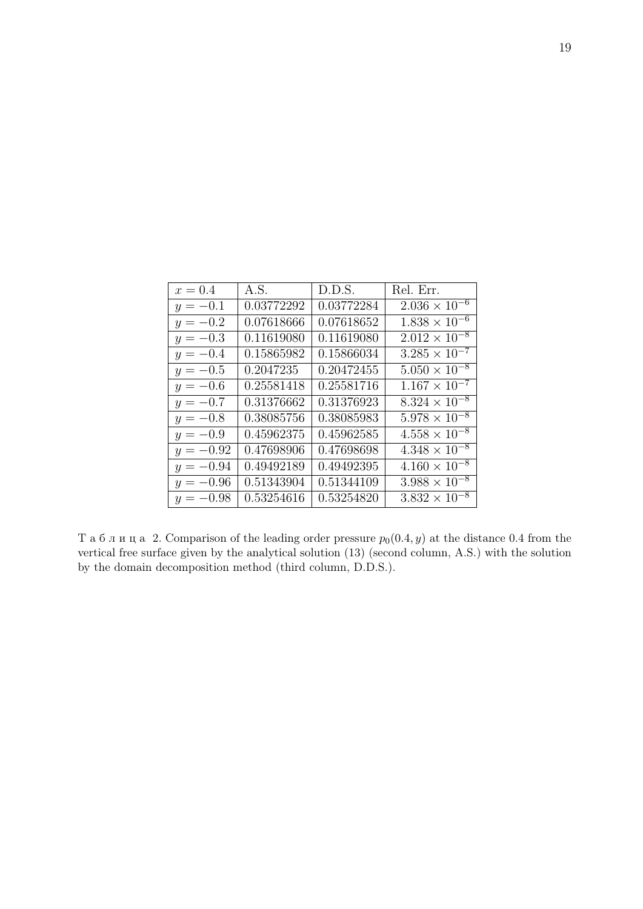| $x = 0.4$ | A.S. | D.D.S. | Rel. Err. |
|---|---|---|---|
| $y = -0.1$ | 0.03772292 | 0.03772284 | $2.036 \times 10^{-6}$ |
| $y = -0.2$ | 0.07618666 | 0.07618652 | $1.838 \times 10^{-6}$ |
| $y = -0.3$ | 0.11619080 | 0.11619080 | $2.012 \times 10^{-8}$ |
| $y = -0.4$ | 0.15865982 | 0.15866034 | $3.285 \times 10^{-7}$ |
| $y = -0.5$ | 0.2047235 | 0.20472455 | $5.050 \times 10^{-8}$ |
| $y = -0.6$ | 0.25581418 | 0.25581716 | $1.167 \times 10^{-7}$ |
| $y = -0.7$ | 0.31376662 | 0.31376923 | $8.324 \times 10^{-8}$ |
| $y = -0.8$ | 0.38085756 | 0.38085983 | $5.978 \times 10^{-8}$ |
| $y = -0.9$ | 0.45962375 | 0.45962585 | $4.558 \times 10^{-8}$ |
| $y = -0.92$ | 0.47698906 | 0.47698698 | $4.348 \times 10^{-8}$ |
| $y = -0.94$ | 0.49492189 | 0.49492395 | $4.160 \times 10^{-8}$ |
| $y = -0.96$ | 0.51343904 | 0.51344109 | $3.988 \times 10^{-8}$ |
| $y = -0.98$ | 0.53254616 | 0.53254820 | $3.832 \times 10^{-8}$ |

Т а б л и ц а 2. Comparison of the leading order pressure $p_0(0.4, y)$ at the distance 0.4 from the vertical free surface given by the analytical solution (13) (second column, A.S.) with the solution by the domain decomposition method (third column, D.D.S.).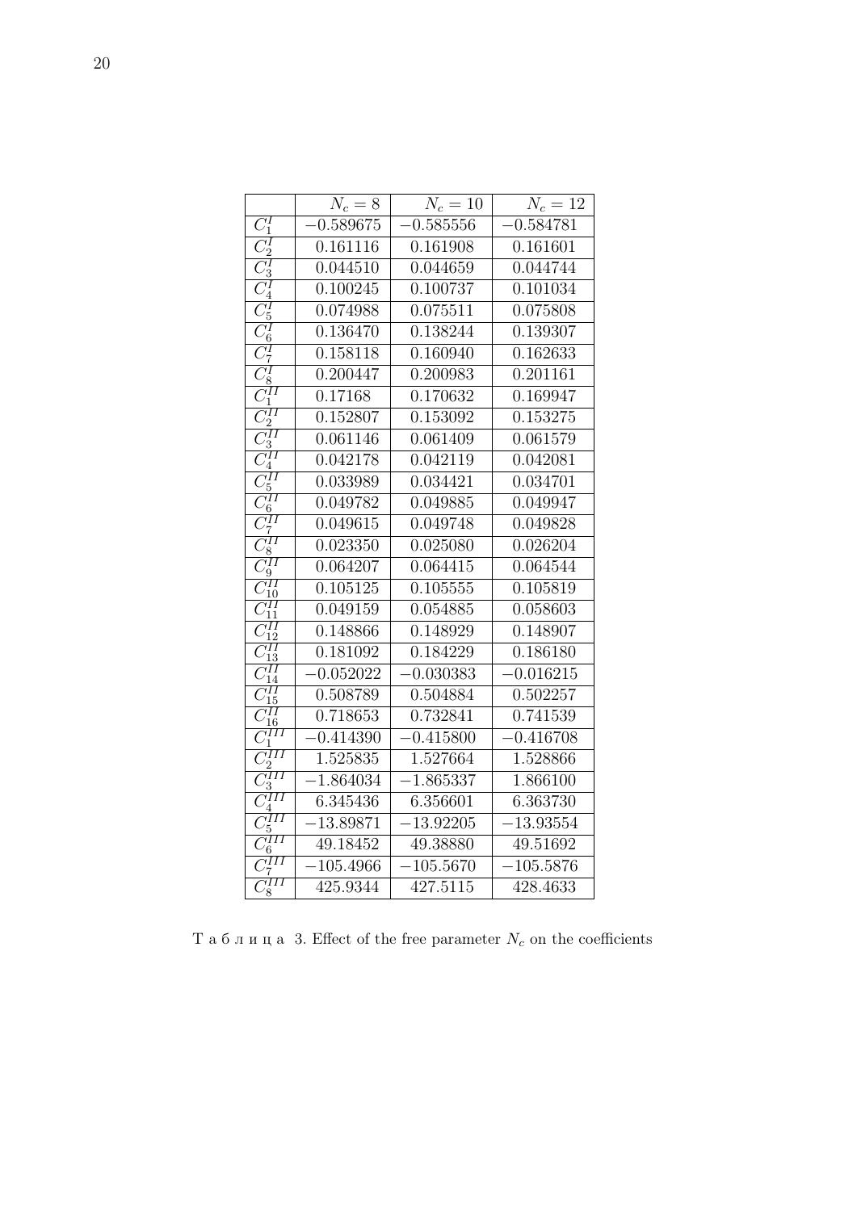|  | $N_c = 8$ | $N_c = 10$ | $N_c = 12$ |
|---|---|---|---|
| $C_1^I$ | $-0.589675$ | $-0.585556$ | $-0.584781$ |
| $C_2^I$ | 0.161116 | 0.161908 | 0.161601 |
| $C_3^I$ | 0.044510 | 0.044659 | 0.044744 |
| $C_4^I$ | 0.100245 | 0.100737 | 0.101034 |
| $C_5^I$ | 0.074988 | 0.075511 | 0.075808 |
| $C_6^I$ | 0.136470 | 0.138244 | 0.139307 |
| $C_7^I$ | 0.158118 | 0.160940 | 0.162633 |
| $C_8^I$ | 0.200447 | 0.200983 | 0.201161 |
| $C_1^{II}$ | 0.17168 | 0.170632 | 0.169947 |
| $C_2^{II}$ | 0.152807 | 0.153092 | 0.153275 |
| $C_3^{II}$ | 0.061146 | 0.061409 | 0.061579 |
| $C_4^{II}$ | 0.042178 | 0.042119 | 0.042081 |
| $C_5^{II}$ | 0.033989 | 0.034421 | 0.034701 |
| $C_6^{II}$ | 0.049782 | 0.049885 | 0.049947 |
| $C_7^{II}$ | 0.049615 | 0.049748 | 0.049828 |
| $C_8^{II}$ | 0.023350 | 0.025080 | 0.026204 |
| $C_9^{II}$ | 0.064207 | 0.064415 | 0.064544 |
| $C_{10}^{II}$ | 0.105125 | 0.105555 | 0.105819 |
| $C_{11}^{II}$ | 0.049159 | 0.054885 | 0.058603 |
| $C_{12}^{II}$ | 0.148866 | 0.148929 | 0.148907 |
| $C_{13}^{II}$ | 0.181092 | 0.184229 | 0.186180 |
| $C_{14}^{II}$ | $-0.052022$ | $-0.030383$ | $-0.016215$ |
| $C_{15}^{II}$ | 0.508789 | 0.504884 | 0.502257 |
| $C_{16}^{II}$ | 0.718653 | 0.732841 | 0.741539 |
| $C_1^{III}$ | $-0.414390$ | $-0.415800$ | $-0.416708$ |
| $C_2^{III}$ | 1.525835 | 1.527664 | 1.528866 |
| $C_3^{III}$ | $-1.864034$ | $-1.865337$ | 1.866100 |
| $C_4^{III}$ | 6.345436 | 6.356601 | 6.363730 |
| $C_5^{III}$ | $-13.89871$ | $-13.92205$ | $-13.93554$ |
| $C_6^{III}$ | 49.18452 | 49.38880 | 49.51692 |
| $C_7^{III}$ | $-105.4966$ | $-105.5670$ | $-105.5876$ |
| $C_8^{III}$ | 425.9344 | 427.5115 | 428.4633 |

Т а б л и ц а 3. Effect of the free parameter $N_c$ on the coefficients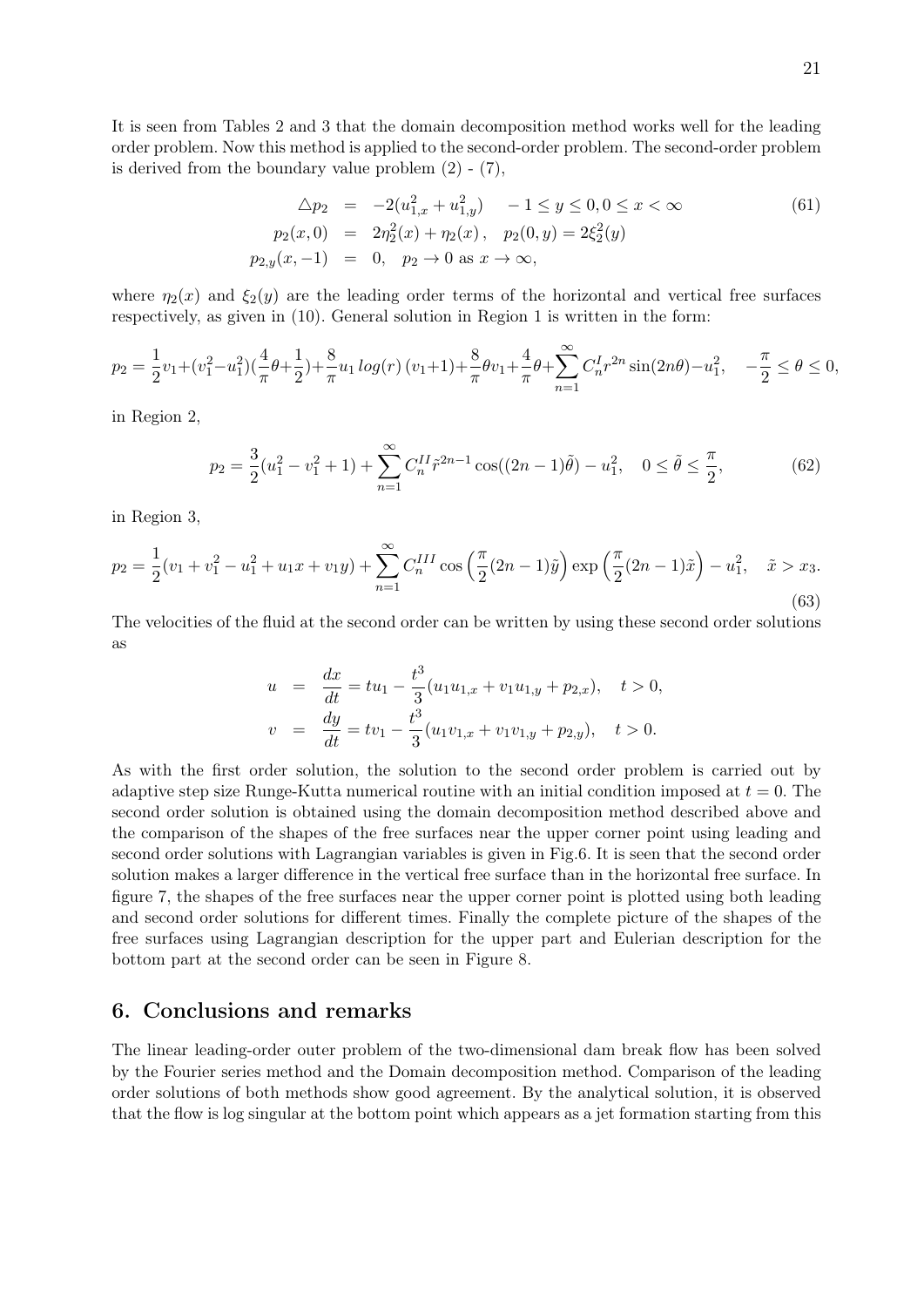It is seen from Tables 2 and 3 that the domain decomposition method works well for the leading order problem. Now this method is applied to the second-order problem. The second-order problem is derived from the boundary value problem (2) - (7),

$$
\begin{aligned}
\triangle p_2 &= -2(u_{1,x}^2 + u_{1,y}^2) \quad -1 \le y \le 0, 0 \le x < \infty \\
p_2(x,0) &= 2\eta_2^2(x) + \eta_2(x)\,, \quad p_2(0,y) = 2\xi_2^2(y) \\
p_{2,y}(x,-1) &= 0, \quad p_2 \to 0 \text{ as } x \to \infty,
\end{aligned}
\tag{61}
$$

where $\eta_2(x)$ and $\xi_2(y)$ are the leading order terms of the horizontal and vertical free surfaces respectively, as given in (10). General solution in Region 1 is written in the form:

$$
p_2 = \frac{1}{2}v_1 + (v_1^2 - u_1^2)(\frac{4}{\pi}\theta + \frac{1}{2}) + \frac{8}{\pi}u_1 \, log(r)\,(v_1+1) + \frac{8}{\pi}\theta v_1 + \frac{4}{\pi}\theta + \sum_{n=1}^{\infty} C_n^I r^{2n}\sin(2n\theta) - u_1^2, \quad -\frac{\pi}{2} \le \theta \le 0,
$$

in Region 2,

$$
p_2 = \frac{3}{2}(u_1^2 - v_1^2 + 1) + \sum_{n=1}^{\infty} C_n^{II}\tilde{r}^{2n-1}\cos((2n-1)\tilde{\theta}) - u_1^2, \quad 0 \le \tilde{\theta} \le \frac{\pi}{2},
\tag{62}
$$

in Region 3,

$$
p_2 = \frac{1}{2}(v_1 + v_1^2 - u_1^2 + u_1 x + v_1 y) + \sum_{n=1}^{\infty} C_n^{III}\cos\left(\frac{\pi}{2}(2n-1)\tilde{y}\right)\exp\left(\frac{\pi}{2}(2n-1)\tilde{x}\right) - u_1^2, \quad \tilde{x} > x_3.
\tag{63}
$$

The velocities of the fluid at the second order can be written by using these second order solutions as

$$
\begin{aligned}
u &= \frac{dx}{dt} = tu_1 - \frac{t^3}{3}(u_1 u_{1,x} + v_1 u_{1,y} + p_{2,x}), \quad t > 0, \\
v &= \frac{dy}{dt} = tv_1 - \frac{t^3}{3}(u_1 v_{1,x} + v_1 v_{1,y} + p_{2,y}), \quad t > 0.
\end{aligned}
$$

As with the first order solution, the solution to the second order problem is carried out by adaptive step size Runge-Kutta numerical routine with an initial condition imposed at $t = 0$. The second order solution is obtained using the domain decomposition method described above and the comparison of the shapes of the free surfaces near the upper corner point using leading and second order solutions with Lagrangian variables is given in Fig.6. It is seen that the second order solution makes a larger difference in the vertical free surface than in the horizontal free surface. In figure 7, the shapes of the free surfaces near the upper corner point is plotted using both leading and second order solutions for different times. Finally the complete picture of the shapes of the free surfaces using Lagrangian description for the upper part and Eulerian description for the bottom part at the second order can be seen in Figure 8.

## 6. Conclusions and remarks

The linear leading-order outer problem of the two-dimensional dam break flow has been solved by the Fourier series method and the Domain decomposition method. Comparison of the leading order solutions of both methods show good agreement. By the analytical solution, it is observed that the flow is log singular at the bottom point which appears as a jet formation starting from this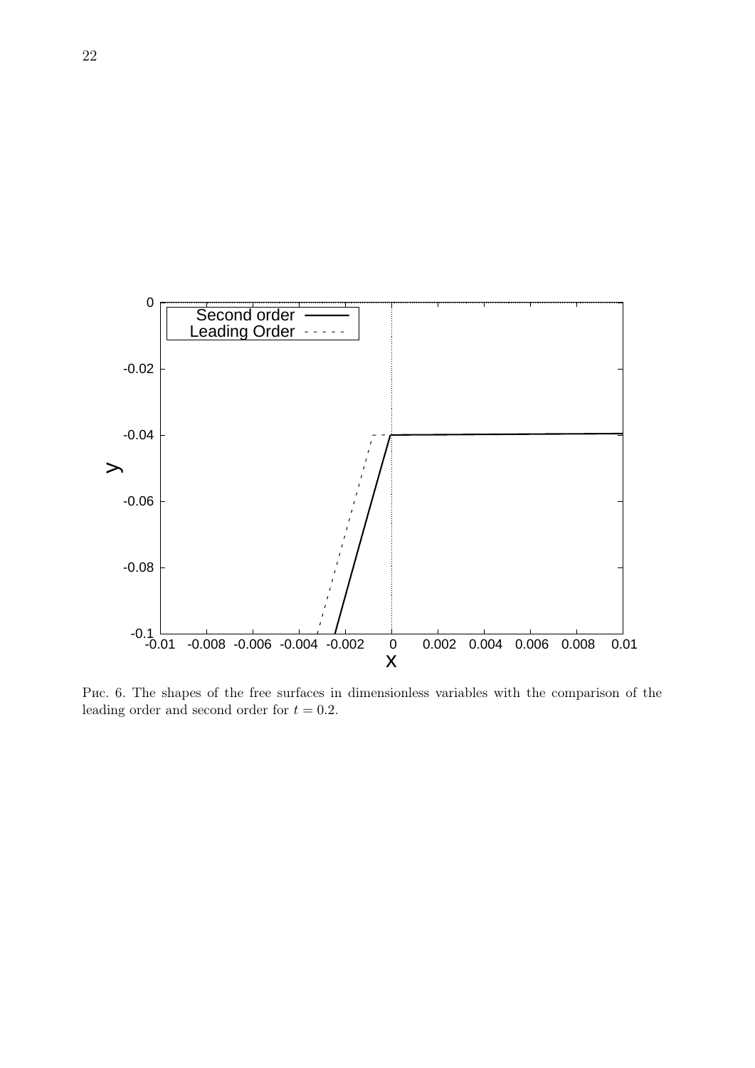Рис. 6. The shapes of the free surfaces in dimensionless variables with the comparison of the leading order and second order for $t = 0.2$.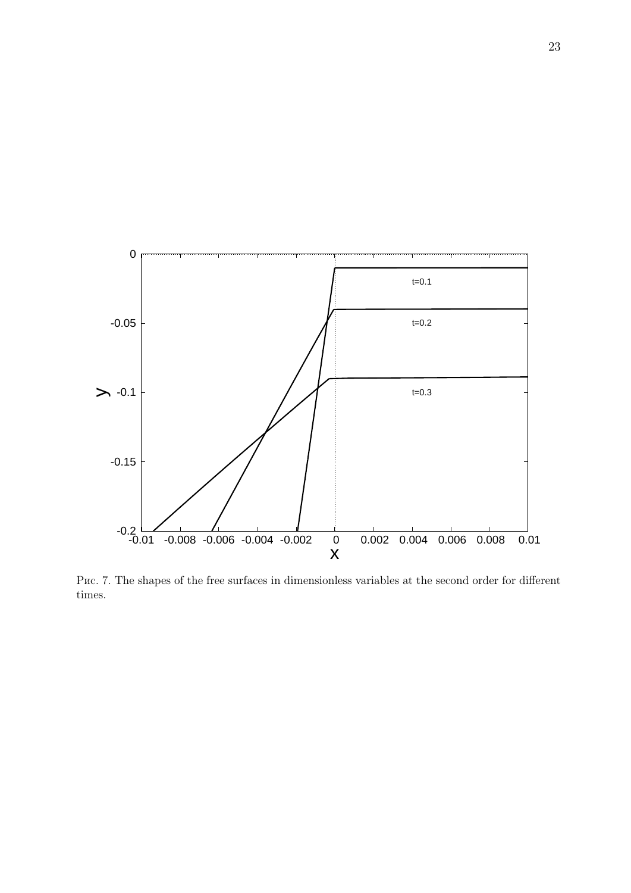Рис. 7. The shapes of the free surfaces in dimensionless variables at the second order for different times.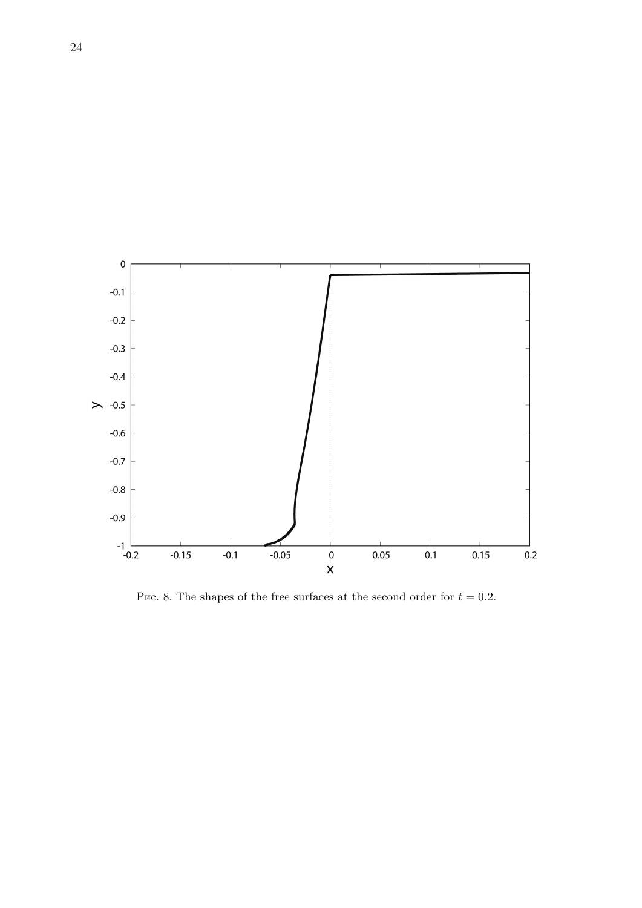Рис. 8. The shapes of the free surfaces at the second order for $t = 0.2$.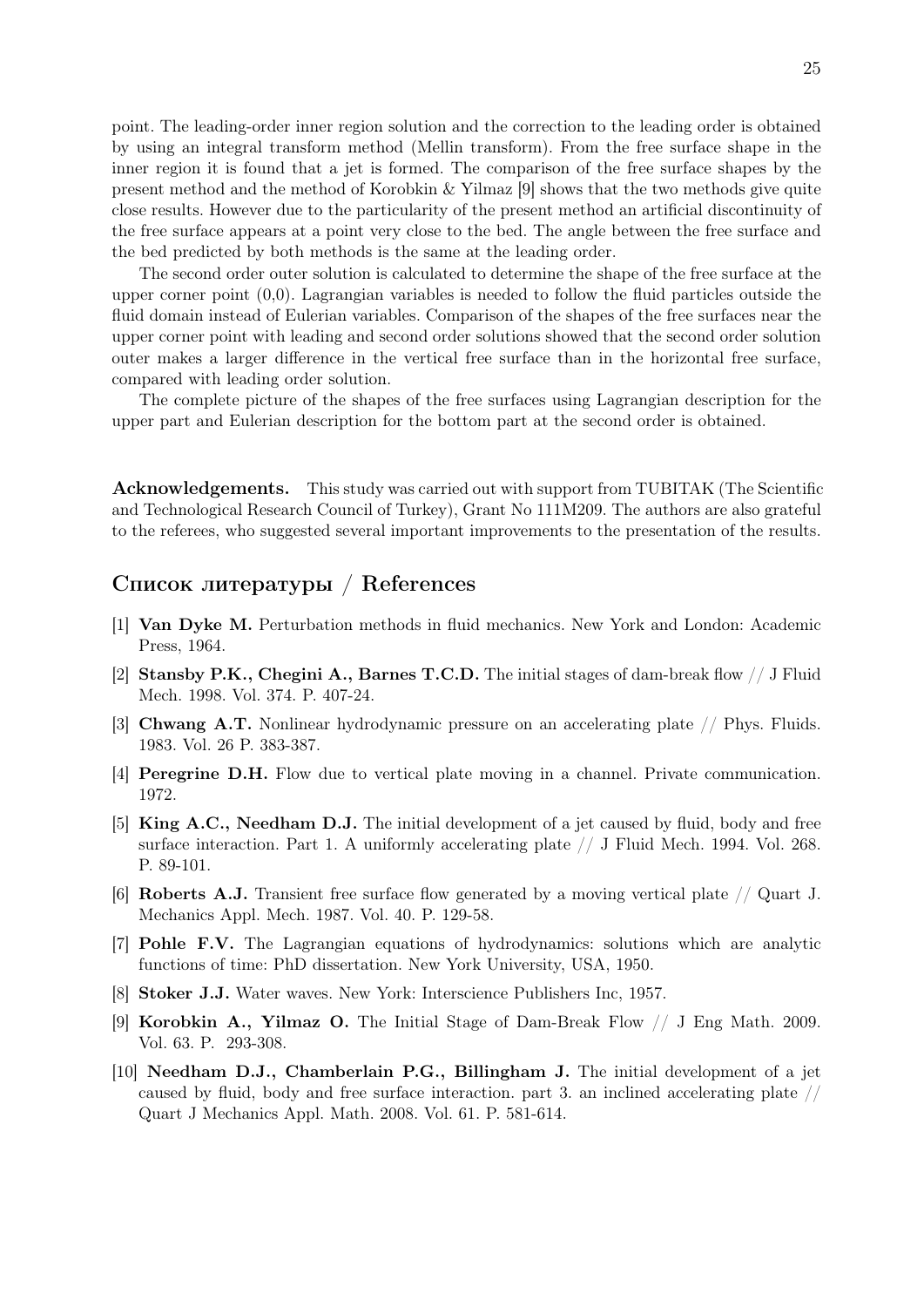point. The leading-order inner region solution and the correction to the leading order is obtained by using an integral transform method (Mellin transform). From the free surface shape in the inner region it is found that a jet is formed. The comparison of the free surface shapes by the present method and the method of Korobkin & Yilmaz [9] shows that the two methods give quite close results. However due to the particularity of the present method an artificial discontinuity of the free surface appears at a point very close to the bed. The angle between the free surface and the bed predicted by both methods is the same at the leading order.

The second order outer solution is calculated to determine the shape of the free surface at the upper corner point (0,0). Lagrangian variables is needed to follow the fluid particles outside the fluid domain instead of Eulerian variables. Comparison of the shapes of the free surfaces near the upper corner point with leading and second order solutions showed that the second order solution outer makes a larger difference in the vertical free surface than in the horizontal free surface, compared with leading order solution.

The complete picture of the shapes of the free surfaces using Lagrangian description for the upper part and Eulerian description for the bottom part at the second order is obtained.

**Acknowledgements.** This study was carried out with support from TUBITAK (The Scientific and Technological Research Council of Turkey), Grant No 111M209. The authors are also grateful to the referees, who suggested several important improvements to the presentation of the results.

## Список литературы / References

[1] **Van Dyke M.** Perturbation methods in fluid mechanics. New York and London: Academic Press, 1964.

[2] **Stansby P.K., Chegini A., Barnes T.C.D.** The initial stages of dam-break flow // J Fluid Mech. 1998. Vol. 374. P. 407-24.

[3] **Chwang A.T.** Nonlinear hydrodynamic pressure on an accelerating plate // Phys. Fluids. 1983. Vol. 26 P. 383-387.

[4] **Peregrine D.H.** Flow due to vertical plate moving in a channel. Private communication. 1972.

[5] **King A.C., Needham D.J.** The initial development of a jet caused by fluid, body and free surface interaction. Part 1. A uniformly accelerating plate // J Fluid Mech. 1994. Vol. 268. P. 89-101.

[6] **Roberts A.J.** Transient free surface flow generated by a moving vertical plate // Quart J. Mechanics Appl. Mech. 1987. Vol. 40. P. 129-58.

[7] **Pohle F.V.** The Lagrangian equations of hydrodynamics: solutions which are analytic functions of time: PhD dissertation. New York University, USA, 1950.

[8] **Stoker J.J.** Water waves. New York: Interscience Publishers Inc, 1957.

[9] **Korobkin A., Yilmaz O.** The Initial Stage of Dam-Break Flow // J Eng Math. 2009. Vol. 63. P. 293-308.

[10] **Needham D.J., Chamberlain P.G., Billingham J.** The initial development of a jet caused by fluid, body and free surface interaction. part 3. an inclined accelerating plate // Quart J Mechanics Appl. Math. 2008. Vol. 61. P. 581-614.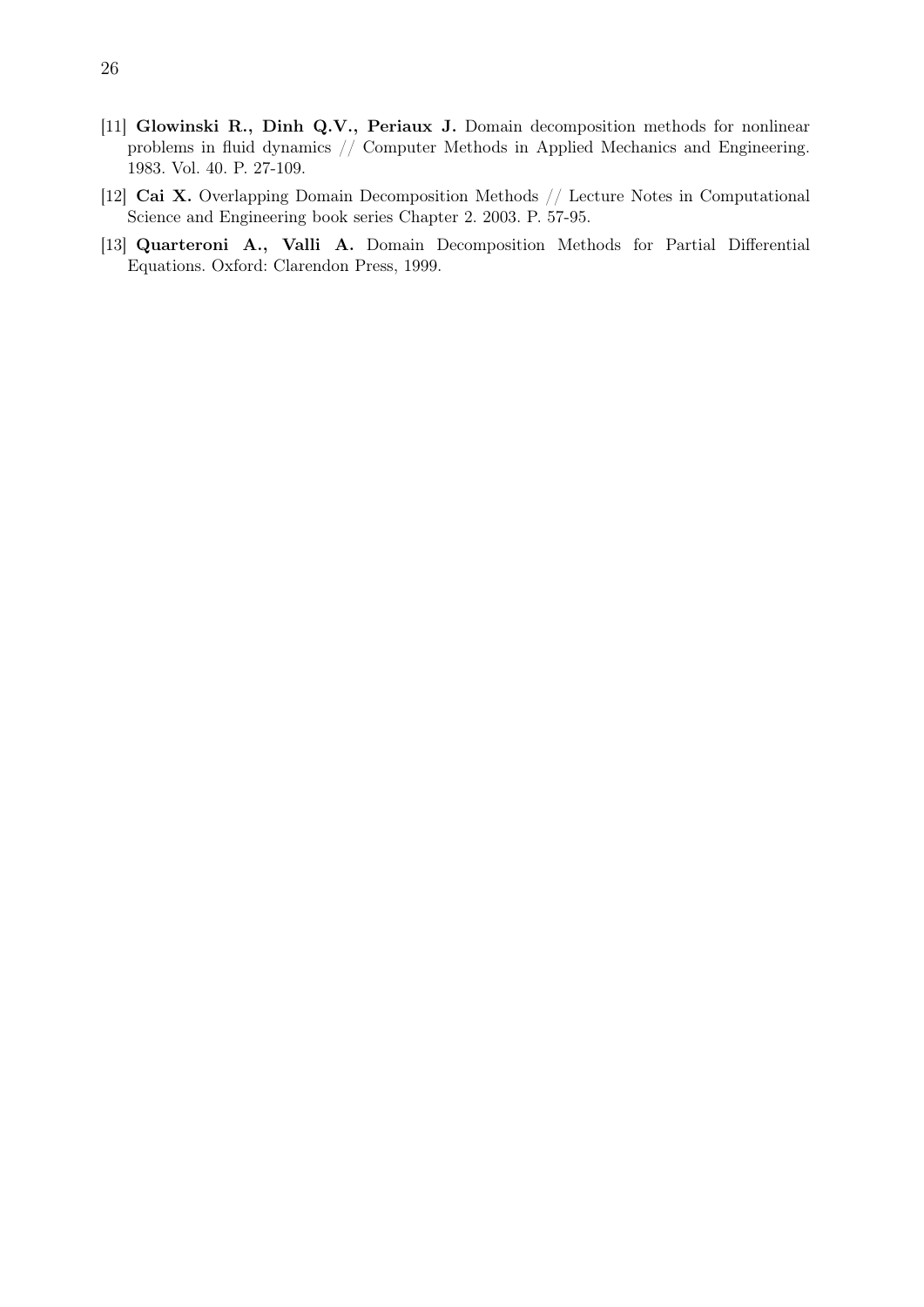[11] **Glowinski R., Dinh Q.V., Periaux J.** Domain decomposition methods for nonlinear problems in fluid dynamics // Computer Methods in Applied Mechanics and Engineering. 1983. Vol. 40. P. 27-109.

[12] **Cai X.** Overlapping Domain Decomposition Methods // Lecture Notes in Computational Science and Engineering book series Chapter 2. 2003. P. 57-95.

[13] **Quarteroni A., Valli A.** Domain Decomposition Methods for Partial Differential Equations. Oxford: Clarendon Press, 1999.